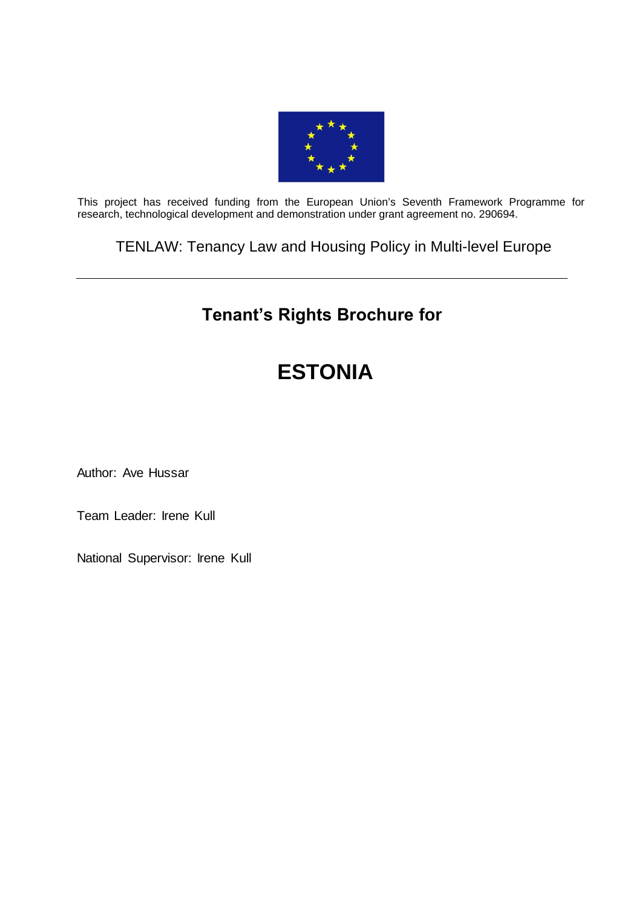This project has received funding from the European Union's Seventh Framework Programme for research, technological development and demonstration under grant agreement no. 290694.

TENLAW: Tenancy Law and Housing Policy in Multi-level Europe

---

## Tenant's Rights Brochure for

# ESTONIA

Author: Ave Hussar

Team Leader: Irene Kull

National Supervisor: Irene Kull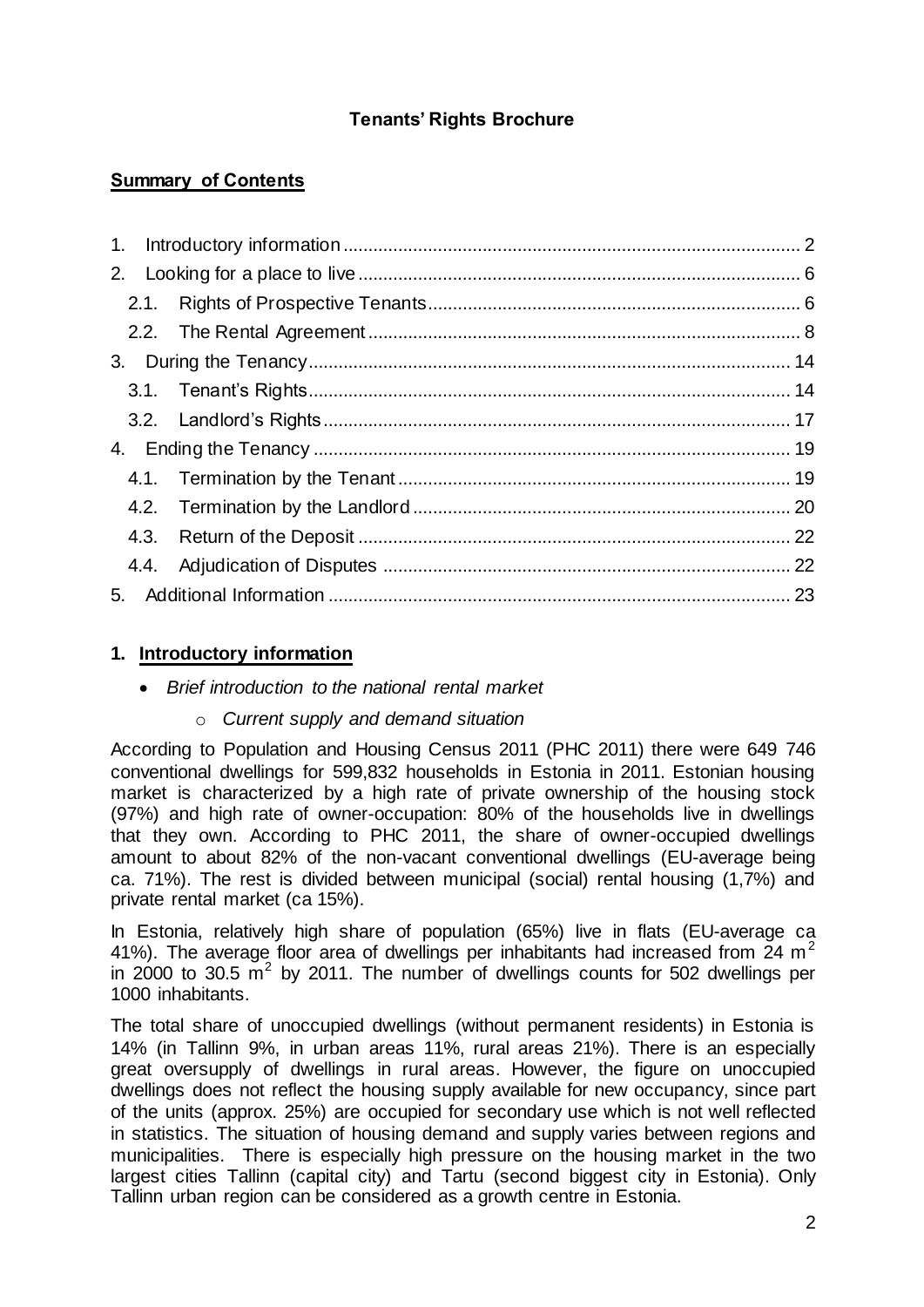**Tenants' Rights Brochure**

**Summary of Contents**

1. Introductory information ........................................................................................ 2
2. Looking for a place to live ..................................................................................... 6
   - 2.1. Rights of Prospective Tenants ....................................................................... 6
   - 2.2. The Rental Agreement .................................................................................... 8
3. During the Tenancy ............................................................................................. 14
   - 3.1. Tenant's Rights ............................................................................................. 14
   - 3.2. Landlord's Rights .......................................................................................... 17
4. Ending the Tenancy ............................................................................................ 19
   - 4.1. Termination by the Tenant ............................................................................ 19
   - 4.2. Termination by the Landlord ......................................................................... 20
   - 4.3. Return of the Deposit .................................................................................... 22
   - 4.4. Adjudication of Disputes ............................................................................... 22
5. Additional Information ......................................................................................... 23

## 1. Introductory information

- *Brief introduction to the national rental market*
  - *Current supply and demand situation*

According to Population and Housing Census 2011 (PHC 2011) there were 649 746 conventional dwellings for 599,832 households in Estonia in 2011. Estonian housing market is characterized by a high rate of private ownership of the housing stock (97%) and high rate of owner-occupation: 80% of the households live in dwellings that they own. According to PHC 2011, the share of owner-occupied dwellings amount to about 82% of the non-vacant conventional dwellings (EU-average being ca. 71%). The rest is divided between municipal (social) rental housing (1,7%) and private rental market (ca 15%).

In Estonia, relatively high share of population (65%) live in flats (EU-average ca 41%). The average floor area of dwellings per inhabitants had increased from 24 $m^2$ in 2000 to 30.5 $m^2$ by 2011. The number of dwellings counts for 502 dwellings per 1000 inhabitants.

The total share of unoccupied dwellings (without permanent residents) in Estonia is 14% (in Tallinn 9%, in urban areas 11%, rural areas 21%). There is an especially great oversupply of dwellings in rural areas. However, the figure on unoccupied dwellings does not reflect the housing supply available for new occupancy, since part of the units (approx. 25%) are occupied for secondary use which is not well reflected in statistics. The situation of housing demand and supply varies between regions and municipalities. There is especially high pressure on the housing market in the two largest cities Tallinn (capital city) and Tartu (second biggest city in Estonia). Only Tallinn urban region can be considered as a growth centre in Estonia.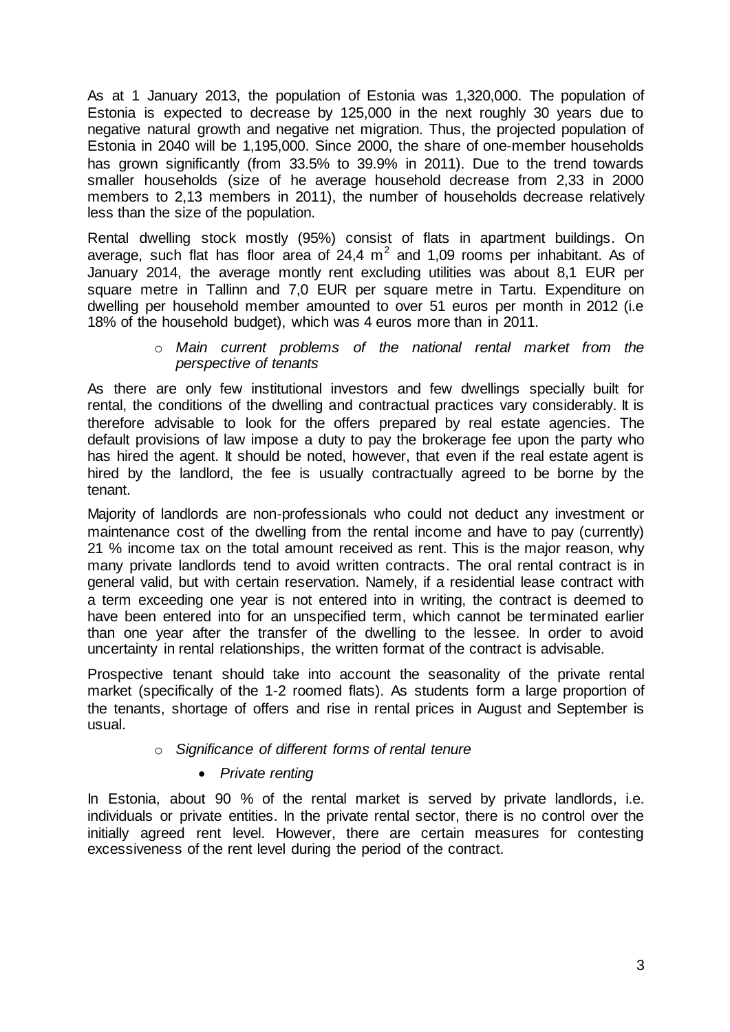As at 1 January 2013, the population of Estonia was 1,320,000. The population of Estonia is expected to decrease by 125,000 in the next roughly 30 years due to negative natural growth and negative net migration. Thus, the projected population of Estonia in 2040 will be 1,195,000. Since 2000, the share of one-member households has grown significantly (from 33.5% to 39.9% in 2011). Due to the trend towards smaller households (size of he average household decrease from 2,33 in 2000 members to 2,13 members in 2011), the number of households decrease relatively less than the size of the population.

Rental dwelling stock mostly (95%) consist of flats in apartment buildings. On average, such flat has floor area of 24,4 $m^2$ and 1,09 rooms per inhabitant. As of January 2014, the average montly rent excluding utilities was about 8,1 EUR per square metre in Tallinn and 7,0 EUR per square metre in Tartu. Expenditure on dwelling per household member amounted to over 51 euros per month in 2012 (i.e 18% of the household budget), which was 4 euros more than in 2011.

- *Main current problems of the national rental market from the perspective of tenants*

As there are only few institutional investors and few dwellings specially built for rental, the conditions of the dwelling and contractual practices vary considerably. It is therefore advisable to look for the offers prepared by real estate agencies. The default provisions of law impose a duty to pay the brokerage fee upon the party who has hired the agent. It should be noted, however, that even if the real estate agent is hired by the landlord, the fee is usually contractually agreed to be borne by the tenant.

Majority of landlords are non-professionals who could not deduct any investment or maintenance cost of the dwelling from the rental income and have to pay (currently) 21 % income tax on the total amount received as rent. This is the major reason, why many private landlords tend to avoid written contracts. The oral rental contract is in general valid, but with certain reservation. Namely, if a residential lease contract with a term exceeding one year is not entered into in writing, the contract is deemed to have been entered into for an unspecified term, which cannot be terminated earlier than one year after the transfer of the dwelling to the lessee. In order to avoid uncertainty in rental relationships, the written format of the contract is advisable.

Prospective tenant should take into account the seasonality of the private rental market (specifically of the 1-2 roomed flats). As students form a large proportion of the tenants, shortage of offers and rise in rental prices in August and September is usual.

- *Significance of different forms of rental tenure*
  - *Private renting*

In Estonia, about 90 % of the rental market is served by private landlords, i.e. individuals or private entities. In the private rental sector, there is no control over the initially agreed rent level. However, there are certain measures for contesting excessiveness of the rent level during the period of the contract.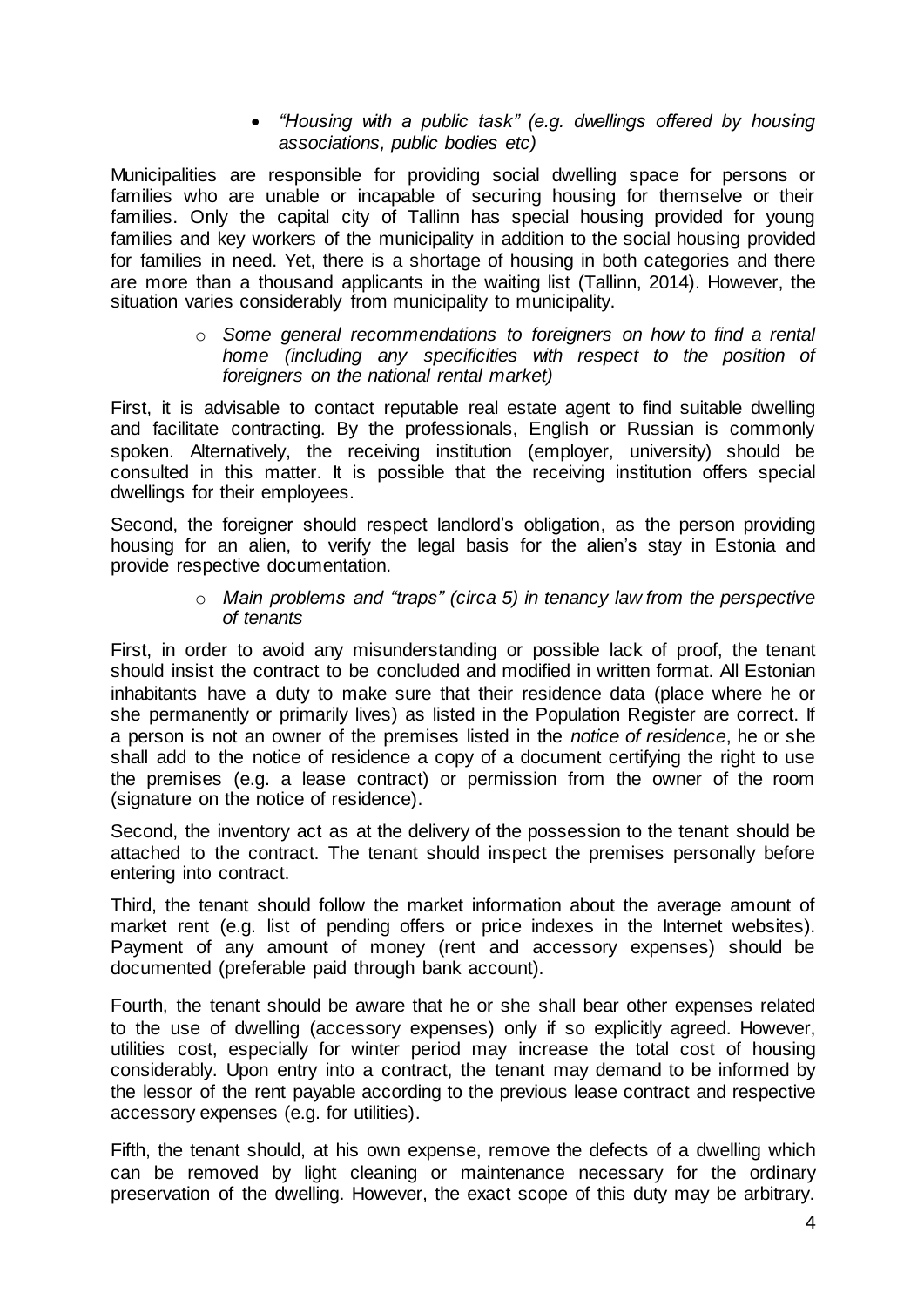- *"Housing with a public task" (e.g. dwellings offered by housing associations, public bodies etc)*

Municipalities are responsible for providing social dwelling space for persons or families who are unable or incapable of securing housing for themselve or their families. Only the capital city of Tallinn has special housing provided for young families and key workers of the municipality in addition to the social housing provided for families in need. Yet, there is a shortage of housing in both categories and there are more than a thousand applicants in the waiting list (Tallinn, 2014). However, the situation varies considerably from municipality to municipality.

- *Some general recommendations to foreigners on how to find a rental home (including any specificities with respect to the position of foreigners on the national rental market)*

First, it is advisable to contact reputable real estate agent to find suitable dwelling and facilitate contracting. By the professionals, English or Russian is commonly spoken. Alternatively, the receiving institution (employer, university) should be consulted in this matter. It is possible that the receiving institution offers special dwellings for their employees.

Second, the foreigner should respect landlord's obligation, as the person providing housing for an alien, to verify the legal basis for the alien's stay in Estonia and provide respective documentation.

- *Main problems and "traps" (circa 5) in tenancy law from the perspective of tenants*

First, in order to avoid any misunderstanding or possible lack of proof, the tenant should insist the contract to be concluded and modified in written format. All Estonian inhabitants have a duty to make sure that their residence data (place where he or she permanently or primarily lives) as listed in the Population Register are correct. If a person is not an owner of the premises listed in the *notice of residence*, he or she shall add to the notice of residence a copy of a document certifying the right to use the premises (e.g. a lease contract) or permission from the owner of the room (signature on the notice of residence).

Second, the inventory act as at the delivery of the possession to the tenant should be attached to the contract. The tenant should inspect the premises personally before entering into contract.

Third, the tenant should follow the market information about the average amount of market rent (e.g. list of pending offers or price indexes in the Internet websites). Payment of any amount of money (rent and accessory expenses) should be documented (preferable paid through bank account).

Fourth, the tenant should be aware that he or she shall bear other expenses related to the use of dwelling (accessory expenses) only if so explicitly agreed. However, utilities cost, especially for winter period may increase the total cost of housing considerably. Upon entry into a contract, the tenant may demand to be informed by the lessor of the rent payable according to the previous lease contract and respective accessory expenses (e.g. for utilities).

Fifth, the tenant should, at his own expense, remove the defects of a dwelling which can be removed by light cleaning or maintenance necessary for the ordinary preservation of the dwelling. However, the exact scope of this duty may be arbitrary.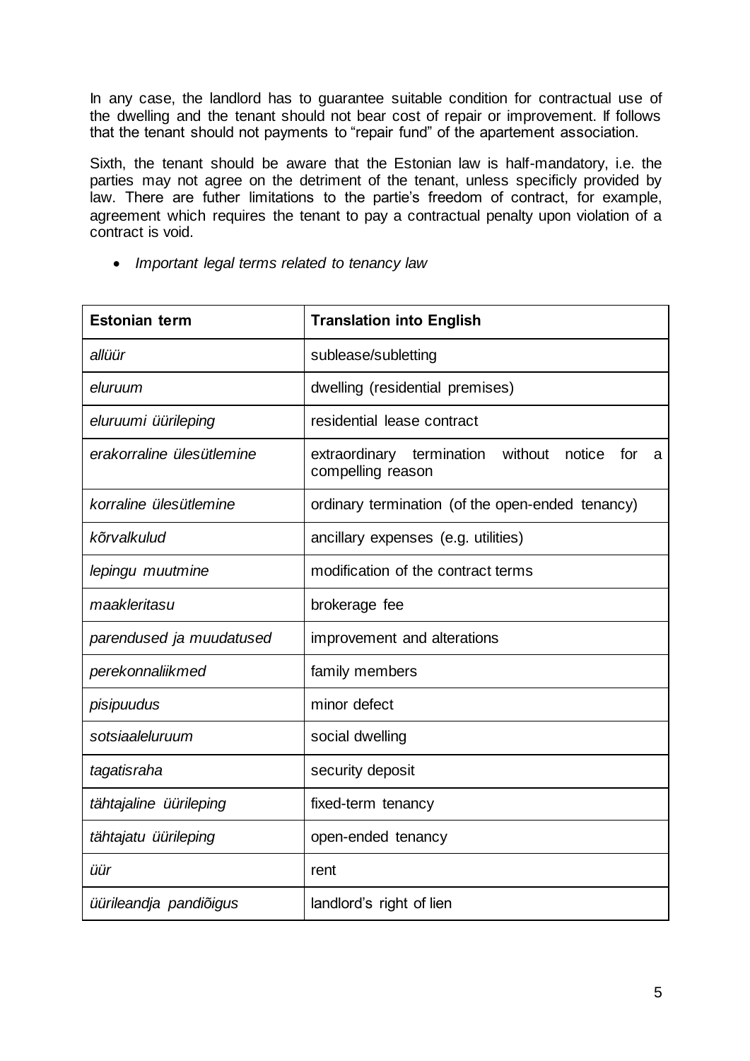In any case, the landlord has to guarantee suitable condition for contractual use of the dwelling and the tenant should not bear cost of repair or improvement. If follows that the tenant should not payments to "repair fund" of the apartement association.

Sixth, the tenant should be aware that the Estonian law is half-mandatory, i.e. the parties may not agree on the detriment of the tenant, unless specificly provided by law. There are futher limitations to the partie's freedom of contract, for example, agreement which requires the tenant to pay a contractual penalty upon violation of a contract is void.

- *Important legal terms related to tenancy law*

| **Estonian term** | **Translation into English** |
|---|---|
| *allüür* | sublease/subletting |
| *eluruum* | dwelling (residential premises) |
| *eluruumi üürileping* | residential lease contract |
| *erakorraline ülesütlemine* | extraordinary termination without notice for a compelling reason |
| *korraline ülesütlemine* | ordinary termination (of the open-ended tenancy) |
| *kõrvalkulud* | ancillary expenses (e.g. utilities) |
| *lepingu muutmine* | modification of the contract terms |
| *maakleritasu* | brokerage fee |
| *parendused ja muudatused* | improvement and alterations |
| *perekonnaliikmed* | family members |
| *pisipuudus* | minor defect |
| *sotsiaaleluruum* | social dwelling |
| *tagatisraha* | security deposit |
| *tähtajaline üürileping* | fixed-term tenancy |
| *tähtajatu üürileping* | open-ended tenancy |
| *üür* | rent |
| *üürileandja pandiõigus* | landlord's right of lien |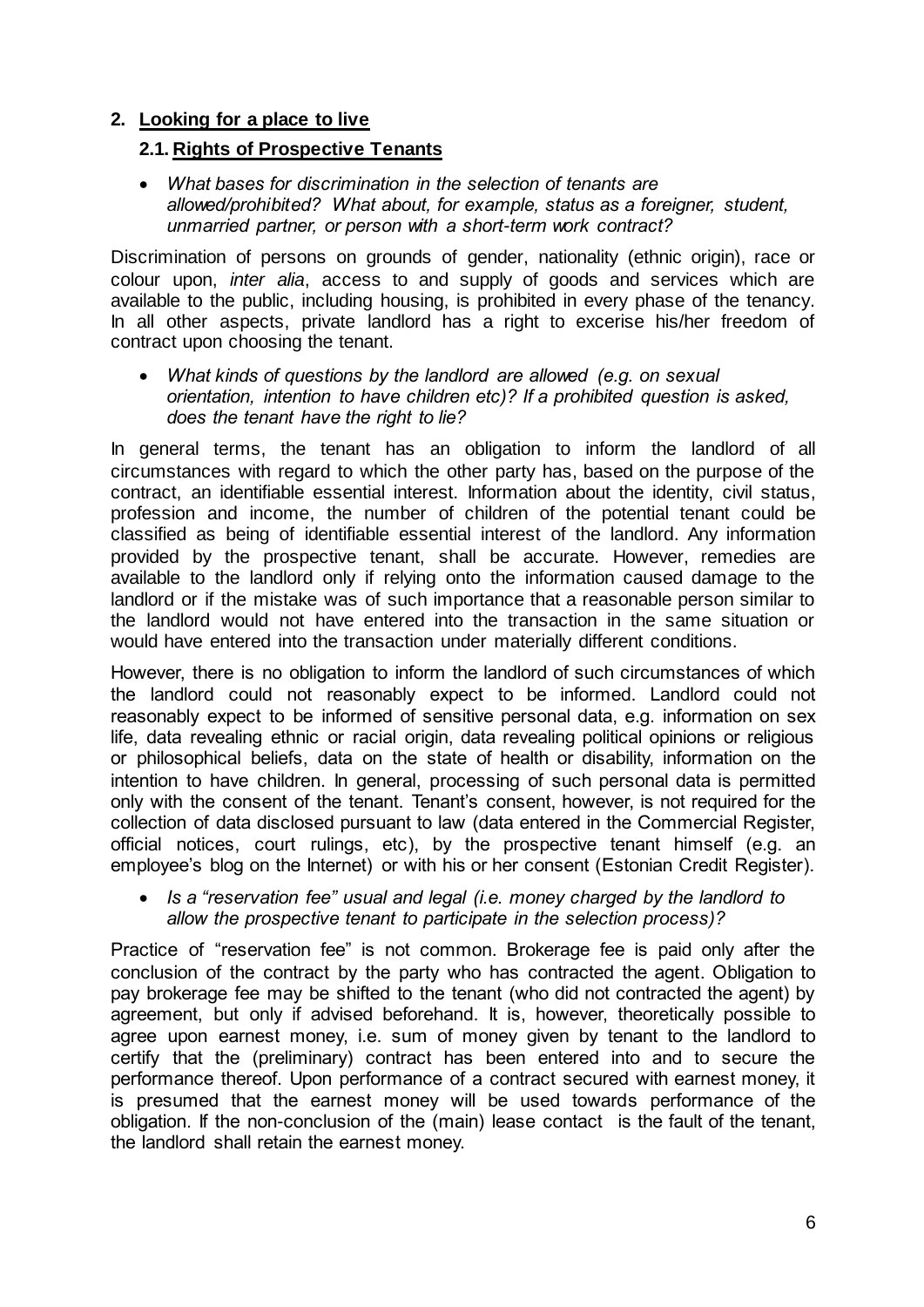## 2. Looking for a place to live

### 2.1. Rights of Prospective Tenants

- *What bases for discrimination in the selection of tenants are allowed/prohibited? What about, for example, status as a foreigner, student, unmarried partner, or person with a short-term work contract?*

Discrimination of persons on grounds of gender, nationality (ethnic origin), race or colour upon, *inter alia*, access to and supply of goods and services which are available to the public, including housing, is prohibited in every phase of the tenancy. In all other aspects, private landlord has a right to excerise his/her freedom of contract upon choosing the tenant.

- *What kinds of questions by the landlord are allowed (e.g. on sexual orientation, intention to have children etc)? If a prohibited question is asked, does the tenant have the right to lie?*

In general terms, the tenant has an obligation to inform the landlord of all circumstances with regard to which the other party has, based on the purpose of the contract, an identifiable essential interest. Information about the identity, civil status, profession and income, the number of children of the potential tenant could be classified as being of identifiable essential interest of the landlord. Any information provided by the prospective tenant, shall be accurate. However, remedies are available to the landlord only if relying onto the information caused damage to the landlord or if the mistake was of such importance that a reasonable person similar to the landlord would not have entered into the transaction in the same situation or would have entered into the transaction under materially different conditions.

However, there is no obligation to inform the landlord of such circumstances of which the landlord could not reasonably expect to be informed. Landlord could not reasonably expect to be informed of sensitive personal data, e.g. information on sex life, data revealing ethnic or racial origin, data revealing political opinions or religious or philosophical beliefs, data on the state of health or disability, information on the intention to have children. In general, processing of such personal data is permitted only with the consent of the tenant. Tenant's consent, however, is not required for the collection of data disclosed pursuant to law (data entered in the Commercial Register, official notices, court rulings, etc), by the prospective tenant himself (e.g. an employee's blog on the Internet) or with his or her consent (Estonian Credit Register).

- *Is a "reservation fee" usual and legal (i.e. money charged by the landlord to allow the prospective tenant to participate in the selection process)?*

Practice of "reservation fee" is not common. Brokerage fee is paid only after the conclusion of the contract by the party who has contracted the agent. Obligation to pay brokerage fee may be shifted to the tenant (who did not contracted the agent) by agreement, but only if advised beforehand. It is, however, theoretically possible to agree upon earnest money, i.e. sum of money given by tenant to the landlord to certify that the (preliminary) contract has been entered into and to secure the performance thereof. Upon performance of a contract secured with earnest money, it is presumed that the earnest money will be used towards performance of the obligation. If the non-conclusion of the (main) lease contact is the fault of the tenant, the landlord shall retain the earnest money.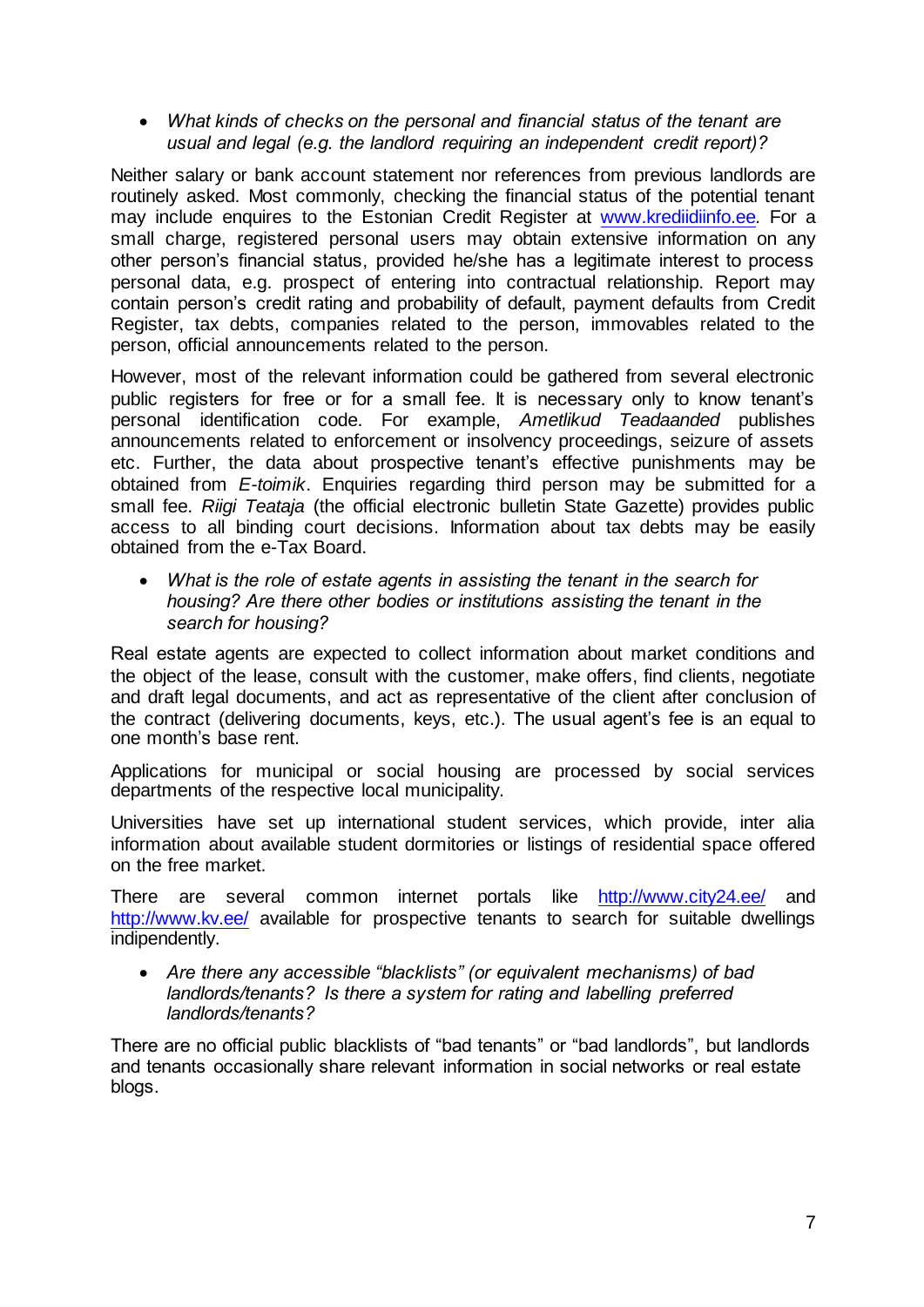- *What kinds of checks on the personal and financial status of the tenant are usual and legal (e.g. the landlord requiring an independent credit report)?*

Neither salary or bank account statement nor references from previous landlords are routinely asked. Most commonly, checking the financial status of the potential tenant may include enquires to the Estonian Credit Register at www.krediidiinfo.ee. For a small charge, registered personal users may obtain extensive information on any other person's financial status, provided he/she has a legitimate interest to process personal data, e.g. prospect of entering into contractual relationship. Report may contain person's credit rating and probability of default, payment defaults from Credit Register, tax debts, companies related to the person, immovables related to the person, official announcements related to the person.

However, most of the relevant information could be gathered from several electronic public registers for free or for a small fee. It is necessary only to know tenant's personal identification code. For example, *Ametlikud Teadaanded* publishes announcements related to enforcement or insolvency proceedings, seizure of assets etc. Further, the data about prospective tenant's effective punishments may be obtained from *E-toimik*. Enquiries regarding third person may be submitted for a small fee. *Riigi Teataja* (the official electronic bulletin State Gazette) provides public access to all binding court decisions. Information about tax debts may be easily obtained from the e-Tax Board.

- *What is the role of estate agents in assisting the tenant in the search for housing? Are there other bodies or institutions assisting the tenant in the search for housing?*

Real estate agents are expected to collect information about market conditions and the object of the lease, consult with the customer, make offers, find clients, negotiate and draft legal documents, and act as representative of the client after conclusion of the contract (delivering documents, keys, etc.). The usual agent's fee is an equal to one month's base rent.

Applications for municipal or social housing are processed by social services departments of the respective local municipality.

Universities have set up international student services, which provide, inter alia information about available student dormitories or listings of residential space offered on the free market.

There are several common internet portals like http://www.city24.ee/ and http://www.kv.ee/ available for prospective tenants to search for suitable dwellings indipendently.

- *Are there any accessible "blacklists" (or equivalent mechanisms) of bad landlords/tenants? Is there a system for rating and labelling preferred landlords/tenants?*

There are no official public blacklists of "bad tenants" or "bad landlords", but landlords and tenants occasionally share relevant information in social networks or real estate blogs.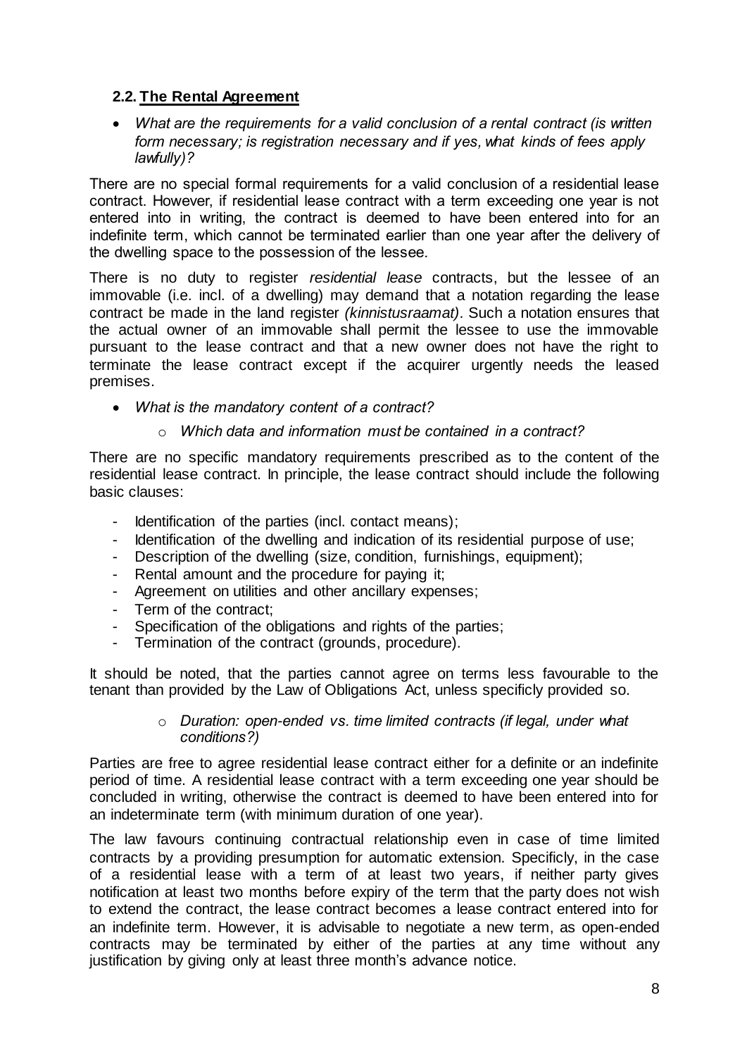### 2.2. <u>The Rental Agreement</u>

- *What are the requirements for a valid conclusion of a rental contract (is written form necessary; is registration necessary and if yes, what kinds of fees apply lawfully)?*

There are no special formal requirements for a valid conclusion of a residential lease contract. However, if residential lease contract with a term exceeding one year is not entered into in writing, the contract is deemed to have been entered into for an indefinite term, which cannot be terminated earlier than one year after the delivery of the dwelling space to the possession of the lessee.

There is no duty to register *residential lease* contracts, but the lessee of an immovable (i.e. incl. of a dwelling) may demand that a notation regarding the lease contract be made in the land register *(kinnistusraamat)*. Such a notation ensures that the actual owner of an immovable shall permit the lessee to use the immovable pursuant to the lease contract and that a new owner does not have the right to terminate the lease contract except if the acquirer urgently needs the leased premises.

- *What is the mandatory content of a contract?*
    - *Which data and information must be contained in a contract?*

There are no specific mandatory requirements prescribed as to the content of the residential lease contract. In principle, the lease contract should include the following basic clauses:

- Identification of the parties (incl. contact means);
- Identification of the dwelling and indication of its residential purpose of use;
- Description of the dwelling (size, condition, furnishings, equipment);
- Rental amount and the procedure for paying it;
- Agreement on utilities and other ancillary expenses;
- Term of the contract;
- Specification of the obligations and rights of the parties;
- Termination of the contract (grounds, procedure).

It should be noted, that the parties cannot agree on terms less favourable to the tenant than provided by the Law of Obligations Act, unless specificly provided so.

- *Duration: open-ended vs. time limited contracts (if legal, under what conditions?)*

Parties are free to agree residential lease contract either for a definite or an indefinite period of time. A residential lease contract with a term exceeding one year should be concluded in writing, otherwise the contract is deemed to have been entered into for an indeterminate term (with minimum duration of one year).

The law favours continuing contractual relationship even in case of time limited contracts by a providing presumption for automatic extension. Specificly, in the case of a residential lease with a term of at least two years, if neither party gives notification at least two months before expiry of the term that the party does not wish to extend the contract, the lease contract becomes a lease contract entered into for an indefinite term. However, it is advisable to negotiate a new term, as open-ended contracts may be terminated by either of the parties at any time without any justification by giving only at least three month's advance notice.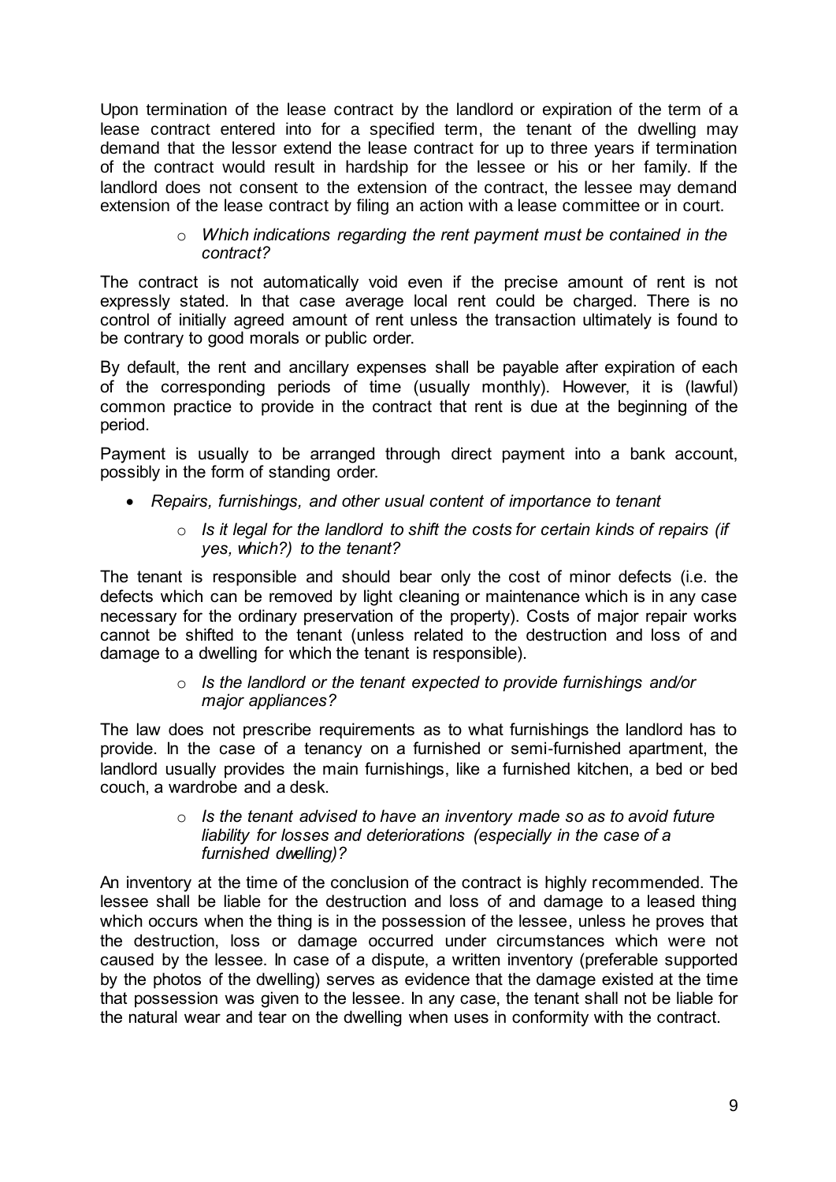Upon termination of the lease contract by the landlord or expiration of the term of a lease contract entered into for a specified term, the tenant of the dwelling may demand that the lessor extend the lease contract for up to three years if termination of the contract would result in hardship for the lessee or his or her family. If the landlord does not consent to the extension of the contract, the lessee may demand extension of the lease contract by filing an action with a lease committee or in court.

- *Which indications regarding the rent payment must be contained in the contract?*

The contract is not automatically void even if the precise amount of rent is not expressly stated. In that case average local rent could be charged. There is no control of initially agreed amount of rent unless the transaction ultimately is found to be contrary to good morals or public order.

By default, the rent and ancillary expenses shall be payable after expiration of each of the corresponding periods of time (usually monthly). However, it is (lawful) common practice to provide in the contract that rent is due at the beginning of the period.

Payment is usually to be arranged through direct payment into a bank account, possibly in the form of standing order.

- *Repairs, furnishings, and other usual content of importance to tenant*
  - *Is it legal for the landlord to shift the costs for certain kinds of repairs (if yes, which?) to the tenant?*

The tenant is responsible and should bear only the cost of minor defects (i.e. the defects which can be removed by light cleaning or maintenance which is in any case necessary for the ordinary preservation of the property). Costs of major repair works cannot be shifted to the tenant (unless related to the destruction and loss of and damage to a dwelling for which the tenant is responsible).

- *Is the landlord or the tenant expected to provide furnishings and/or major appliances?*

The law does not prescribe requirements as to what furnishings the landlord has to provide. In the case of a tenancy on a furnished or semi-furnished apartment, the landlord usually provides the main furnishings, like a furnished kitchen, a bed or bed couch, a wardrobe and a desk.

- *Is the tenant advised to have an inventory made so as to avoid future liability for losses and deteriorations (especially in the case of a furnished dwelling)?*

An inventory at the time of the conclusion of the contract is highly recommended. The lessee shall be liable for the destruction and loss of and damage to a leased thing which occurs when the thing is in the possession of the lessee, unless he proves that the destruction, loss or damage occurred under circumstances which were not caused by the lessee. In case of a dispute, a written inventory (preferable supported by the photos of the dwelling) serves as evidence that the damage existed at the time that possession was given to the lessee. In any case, the tenant shall not be liable for the natural wear and tear on the dwelling when uses in conformity with the contract.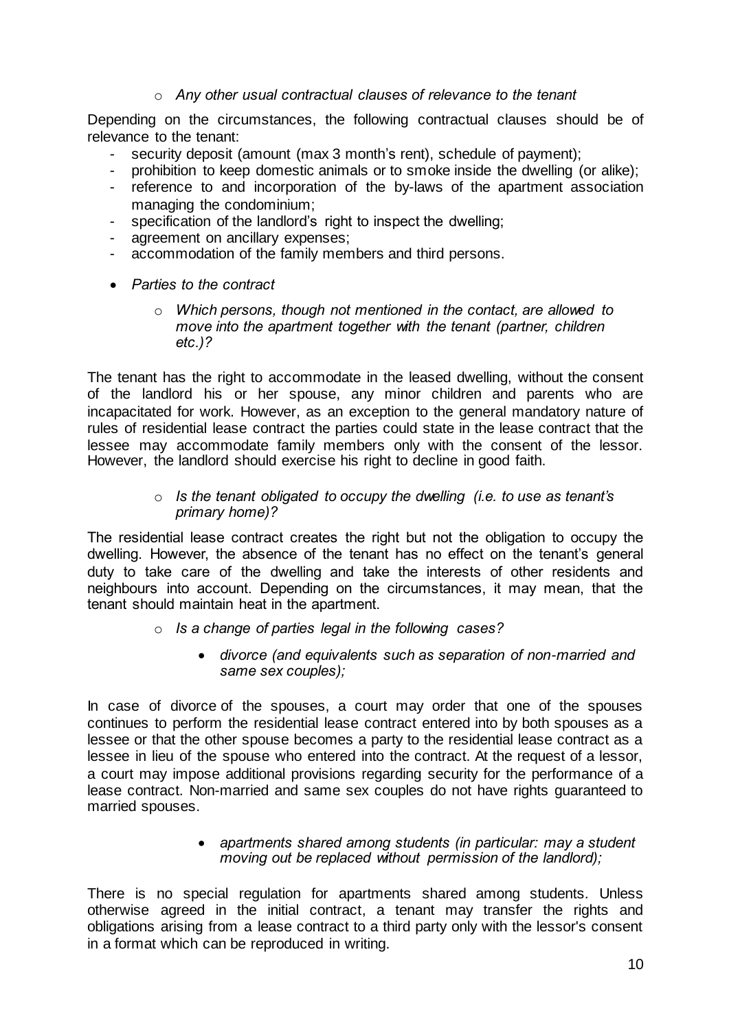- *Any other usual contractual clauses of relevance to the tenant*

Depending on the circumstances, the following contractual clauses should be of relevance to the tenant:

- security deposit (amount (max 3 month's rent), schedule of payment);
- prohibition to keep domestic animals or to smoke inside the dwelling (or alike);
- reference to and incorporation of the by-laws of the apartment association managing the condominium;
- specification of the landlord's right to inspect the dwelling;
- agreement on ancillary expenses;
- accommodation of the family members and third persons.

- *Parties to the contract*
  - *Which persons, though not mentioned in the contact, are allowed to move into the apartment together with the tenant (partner, children etc.)?*

The tenant has the right to accommodate in the leased dwelling, without the consent of the landlord his or her spouse, any minor children and parents who are incapacitated for work. However, as an exception to the general mandatory nature of rules of residential lease contract the parties could state in the lease contract that the lessee may accommodate family members only with the consent of the lessor. However, the landlord should exercise his right to decline in good faith.

- *Is the tenant obligated to occupy the dwelling (i.e. to use as tenant's primary home)?*

The residential lease contract creates the right but not the obligation to occupy the dwelling. However, the absence of the tenant has no effect on the tenant's general duty to take care of the dwelling and take the interests of other residents and neighbours into account. Depending on the circumstances, it may mean, that the tenant should maintain heat in the apartment.

- *Is a change of parties legal in the following cases?*
  - *divorce (and equivalents such as separation of non-married and same sex couples);*

In case of divorce of the spouses, a court may order that one of the spouses continues to perform the residential lease contract entered into by both spouses as a lessee or that the other spouse becomes a party to the residential lease contract as a lessee in lieu of the spouse who entered into the contract. At the request of a lessor, a court may impose additional provisions regarding security for the performance of a lease contract. Non-married and same sex couples do not have rights guaranteed to married spouses.

- *apartments shared among students (in particular: may a student moving out be replaced without permission of the landlord);*

There is no special regulation for apartments shared among students. Unless otherwise agreed in the initial contract, a tenant may transfer the rights and obligations arising from a lease contract to a third party only with the lessor's consent in a format which can be reproduced in writing.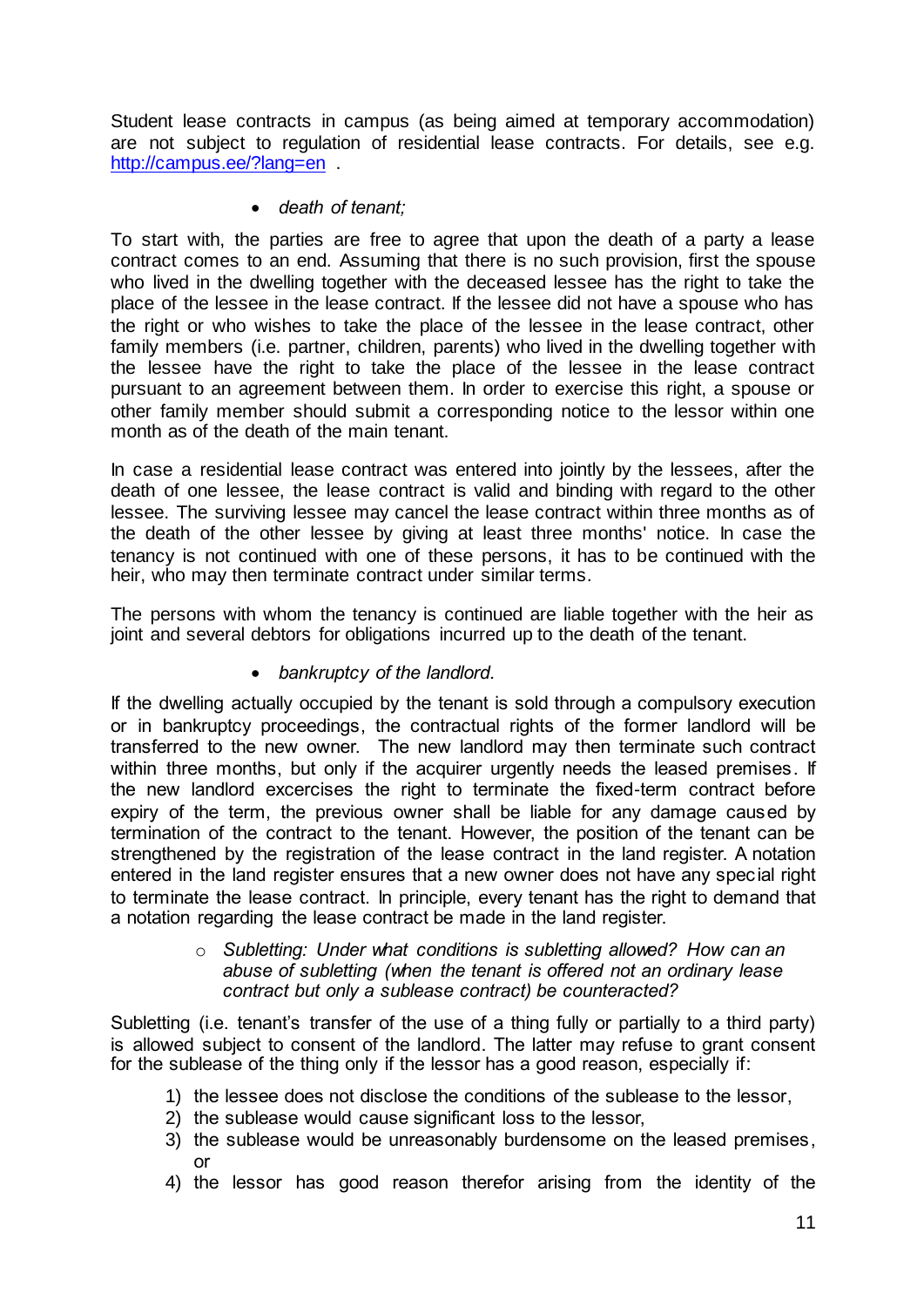Student lease contracts in campus (as being aimed at temporary accommodation) are not subject to regulation of residential lease contracts. For details, see e.g. [http://campus.ee/?lang=en](http://campus.ee/?lang=en) .

- *death of tenant;*

To start with, the parties are free to agree that upon the death of a party a lease contract comes to an end. Assuming that there is no such provision, first the spouse who lived in the dwelling together with the deceased lessee has the right to take the place of the lessee in the lease contract. If the lessee did not have a spouse who has the right or who wishes to take the place of the lessee in the lease contract, other family members (i.e. partner, children, parents) who lived in the dwelling together with the lessee have the right to take the place of the lessee in the lease contract pursuant to an agreement between them. In order to exercise this right, a spouse or other family member should submit a corresponding notice to the lessor within one month as of the death of the main tenant.

In case a residential lease contract was entered into jointly by the lessees, after the death of one lessee, the lease contract is valid and binding with regard to the other lessee. The surviving lessee may cancel the lease contract within three months as of the death of the other lessee by giving at least three months' notice. In case the tenancy is not continued with one of these persons, it has to be continued with the heir, who may then terminate contract under similar terms.

The persons with whom the tenancy is continued are liable together with the heir as joint and several debtors for obligations incurred up to the death of the tenant.

- *bankruptcy of the landlord.*

If the dwelling actually occupied by the tenant is sold through a compulsory execution or in bankruptcy proceedings, the contractual rights of the former landlord will be transferred to the new owner. The new landlord may then terminate such contract within three months, but only if the acquirer urgently needs the leased premises. If the new landlord excercises the right to terminate the fixed-term contract before expiry of the term, the previous owner shall be liable for any damage caused by termination of the contract to the tenant. However, the position of the tenant can be strengthened by the registration of the lease contract in the land register. A notation entered in the land register ensures that a new owner does not have any special right to terminate the lease contract. In principle, every tenant has the right to demand that a notation regarding the lease contract be made in the land register.

  - *Subletting: Under what conditions is subletting allowed? How can an abuse of subletting (when the tenant is offered not an ordinary lease contract but only a sublease contract) be counteracted?*

Subletting (i.e. tenant's transfer of the use of a thing fully or partially to a third party) is allowed subject to consent of the landlord. The latter may refuse to grant consent for the sublease of the thing only if the lessor has a good reason, especially if:

1) the lessee does not disclose the conditions of the sublease to the lessor,
2) the sublease would cause significant loss to the lessor,
3) the sublease would be unreasonably burdensome on the leased premises, or
4) the lessor has good reason therefor arising from the identity of the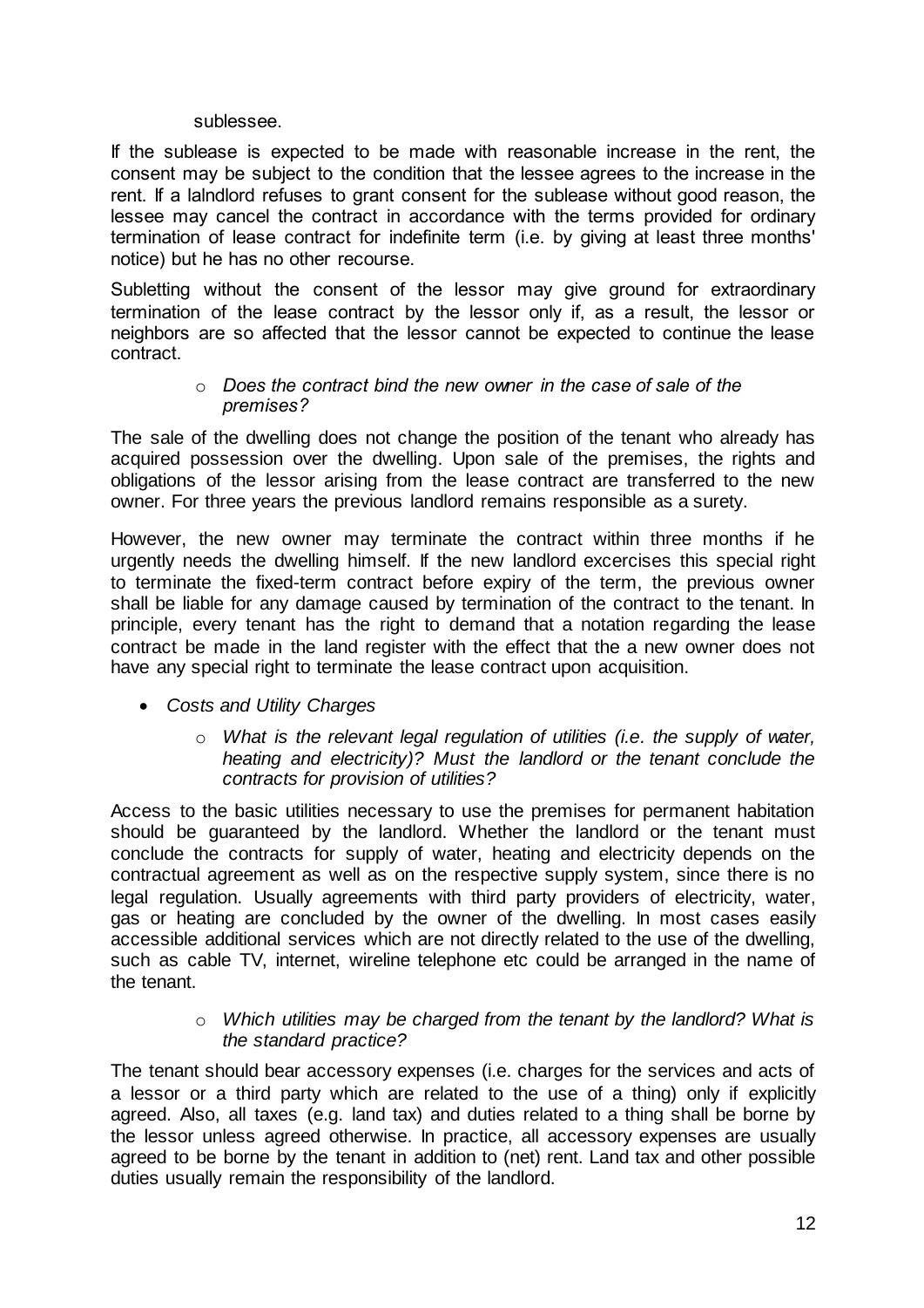sublessee.

If the sublease is expected to be made with reasonable increase in the rent, the consent may be subject to the condition that the lessee agrees to the increase in the rent. If a lalndlord refuses to grant consent for the sublease without good reason, the lessee may cancel the contract in accordance with the terms provided for ordinary termination of lease contract for indefinite term (i.e. by giving at least three months' notice) but he has no other recourse.

Subletting without the consent of the lessor may give ground for extraordinary termination of the lease contract by the lessor only if, as a result, the lessor or neighbors are so affected that the lessor cannot be expected to continue the lease contract.

- *Does the contract bind the new owner in the case of sale of the premises?*

The sale of the dwelling does not change the position of the tenant who already has acquired possession over the dwelling. Upon sale of the premises, the rights and obligations of the lessor arising from the lease contract are transferred to the new owner. For three years the previous landlord remains responsible as a surety.

However, the new owner may terminate the contract within three months if he urgently needs the dwelling himself. If the new landlord excercises this special right to terminate the fixed-term contract before expiry of the term, the previous owner shall be liable for any damage caused by termination of the contract to the tenant. In principle, every tenant has the right to demand that a notation regarding the lease contract be made in the land register with the effect that the a new owner does not have any special right to terminate the lease contract upon acquisition.

- *Costs and Utility Charges*
  - *What is the relevant legal regulation of utilities (i.e. the supply of water, heating and electricity)? Must the landlord or the tenant conclude the contracts for provision of utilities?*

Access to the basic utilities necessary to use the premises for permanent habitation should be guaranteed by the landlord. Whether the landlord or the tenant must conclude the contracts for supply of water, heating and electricity depends on the contractual agreement as well as on the respective supply system, since there is no legal regulation. Usually agreements with third party providers of electricity, water, gas or heating are concluded by the owner of the dwelling. In most cases easily accessible additional services which are not directly related to the use of the dwelling, such as cable TV, internet, wireline telephone etc could be arranged in the name of the tenant.

- *Which utilities may be charged from the tenant by the landlord? What is the standard practice?*

The tenant should bear accessory expenses (i.e. charges for the services and acts of a lessor or a third party which are related to the use of a thing) only if explicitly agreed. Also, all taxes (e.g. land tax) and duties related to a thing shall be borne by the lessor unless agreed otherwise. In practice, all accessory expenses are usually agreed to be borne by the tenant in addition to (net) rent. Land tax and other possible duties usually remain the responsibility of the landlord.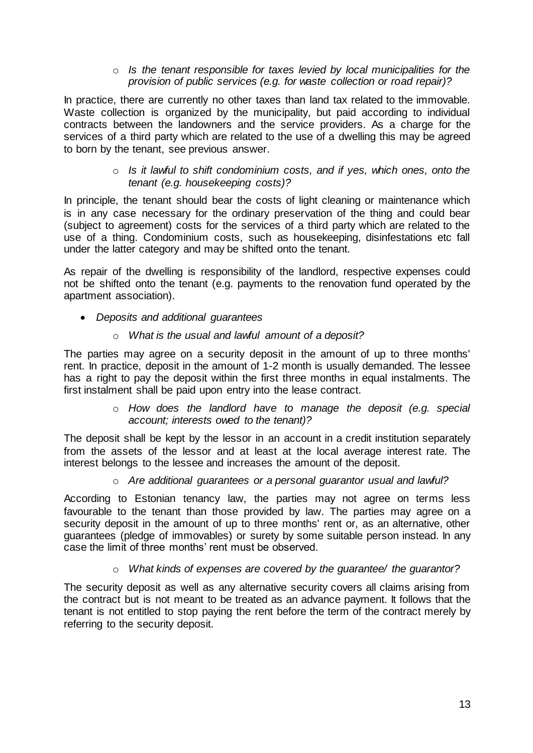- *Is the tenant responsible for taxes levied by local municipalities for the provision of public services (e.g. for waste collection or road repair)?*

In practice, there are currently no other taxes than land tax related to the immovable. Waste collection is organized by the municipality, but paid according to individual contracts between the landowners and the service providers. As a charge for the services of a third party which are related to the use of a dwelling this may be agreed to born by the tenant, see previous answer.

- *Is it lawful to shift condominium costs, and if yes, which ones, onto the tenant (e.g. housekeeping costs)?*

In principle, the tenant should bear the costs of light cleaning or maintenance which is in any case necessary for the ordinary preservation of the thing and could bear (subject to agreement) costs for the services of a third party which are related to the use of a thing. Condominium costs, such as housekeeping, disinfestations etc fall under the latter category and may be shifted onto the tenant.

As repair of the dwelling is responsibility of the landlord, respective expenses could not be shifted onto the tenant (e.g. payments to the renovation fund operated by the apartment association).

- *Deposits and additional guarantees*
  - *What is the usual and lawful amount of a deposit?*

The parties may agree on a security deposit in the amount of up to three months' rent. In practice, deposit in the amount of 1-2 month is usually demanded. The lessee has a right to pay the deposit within the first three months in equal instalments. The first instalment shall be paid upon entry into the lease contract.

- *How does the landlord have to manage the deposit (e.g. special account; interests owed to the tenant)?*

The deposit shall be kept by the lessor in an account in a credit institution separately from the assets of the lessor and at least at the local average interest rate. The interest belongs to the lessee and increases the amount of the deposit.

- *Are additional guarantees or a personal guarantor usual and lawful?*

According to Estonian tenancy law, the parties may not agree on terms less favourable to the tenant than those provided by law. The parties may agree on a security deposit in the amount of up to three months' rent or, as an alternative, other guarantees (pledge of immovables) or surety by some suitable person instead. In any case the limit of three months' rent must be observed.

- *What kinds of expenses are covered by the guarantee/ the guarantor?*

The security deposit as well as any alternative security covers all claims arising from the contract but is not meant to be treated as an advance payment. It follows that the tenant is not entitled to stop paying the rent before the term of the contract merely by referring to the security deposit.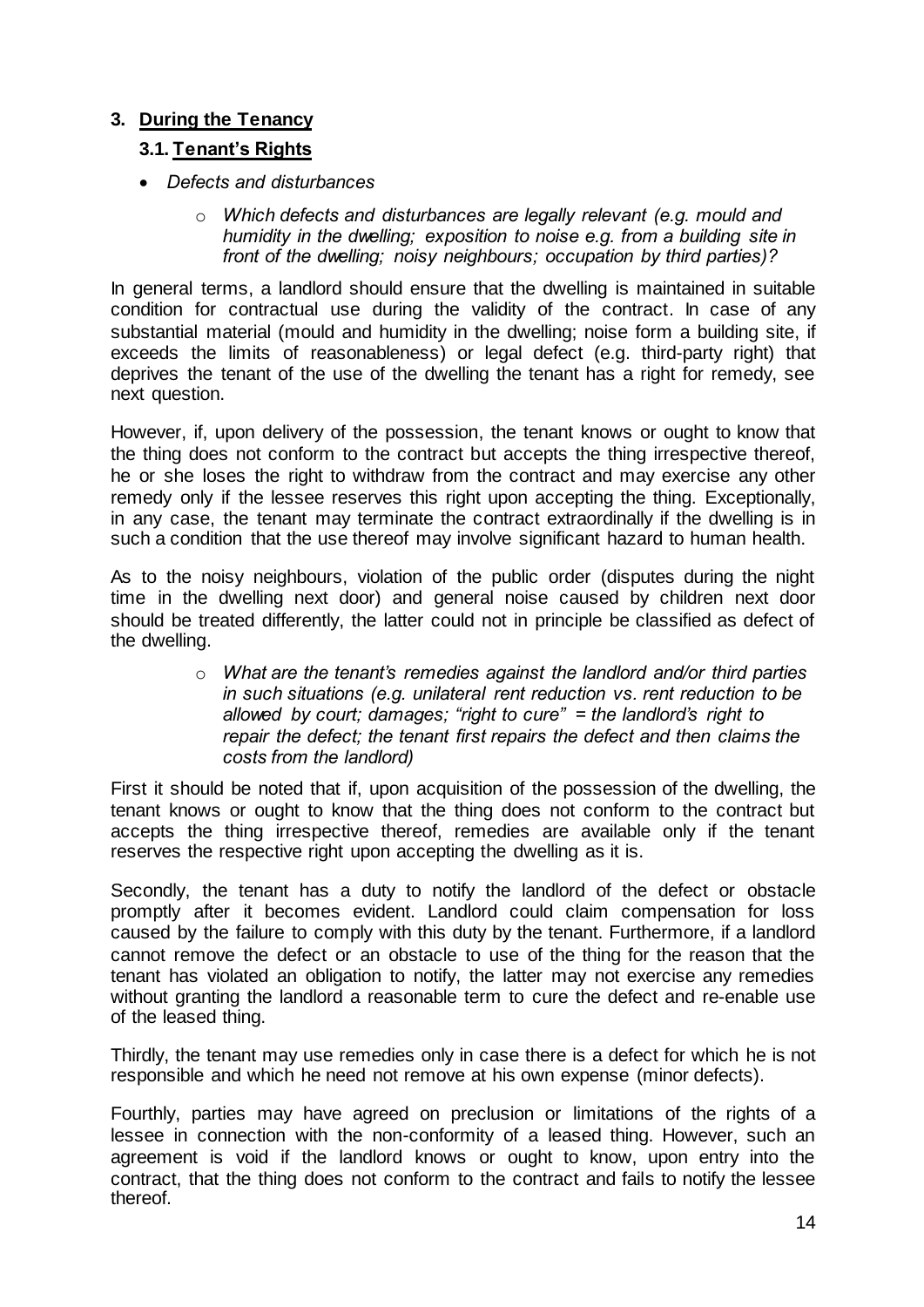## 3. During the Tenancy

### 3.1. Tenant's Rights

- *Defects and disturbances*
  - *Which defects and disturbances are legally relevant (e.g. mould and humidity in the dwelling; exposition to noise e.g. from a building site in front of the dwelling; noisy neighbours; occupation by third parties)?*

In general terms, a landlord should ensure that the dwelling is maintained in suitable condition for contractual use during the validity of the contract. In case of any substantial material (mould and humidity in the dwelling; noise form a building site, if exceeds the limits of reasonableness) or legal defect (e.g. third-party right) that deprives the tenant of the use of the dwelling the tenant has a right for remedy, see next question.

However, if, upon delivery of the possession, the tenant knows or ought to know that the thing does not conform to the contract but accepts the thing irrespective thereof, he or she loses the right to withdraw from the contract and may exercise any other remedy only if the lessee reserves this right upon accepting the thing. Exceptionally, in any case, the tenant may terminate the contract extraordinally if the dwelling is in such a condition that the use thereof may involve significant hazard to human health.

As to the noisy neighbours, violation of the public order (disputes during the night time in the dwelling next door) and general noise caused by children next door should be treated differently, the latter could not in principle be classified as defect of the dwelling.

  - *What are the tenant's remedies against the landlord and/or third parties in such situations (e.g. unilateral rent reduction vs. rent reduction to be allowed by court; damages; "right to cure" = the landlord's right to repair the defect; the tenant first repairs the defect and then claims the costs from the landlord)*

First it should be noted that if, upon acquisition of the possession of the dwelling, the tenant knows or ought to know that the thing does not conform to the contract but accepts the thing irrespective thereof, remedies are available only if the tenant reserves the respective right upon accepting the dwelling as it is.

Secondly, the tenant has a duty to notify the landlord of the defect or obstacle promptly after it becomes evident. Landlord could claim compensation for loss caused by the failure to comply with this duty by the tenant. Furthermore, if a landlord cannot remove the defect or an obstacle to use of the thing for the reason that the tenant has violated an obligation to notify, the latter may not exercise any remedies without granting the landlord a reasonable term to cure the defect and re-enable use of the leased thing.

Thirdly, the tenant may use remedies only in case there is a defect for which he is not responsible and which he need not remove at his own expense (minor defects).

Fourthly, parties may have agreed on preclusion or limitations of the rights of a lessee in connection with the non-conformity of a leased thing. However, such an agreement is void if the landlord knows or ought to know, upon entry into the contract, that the thing does not conform to the contract and fails to notify the lessee thereof.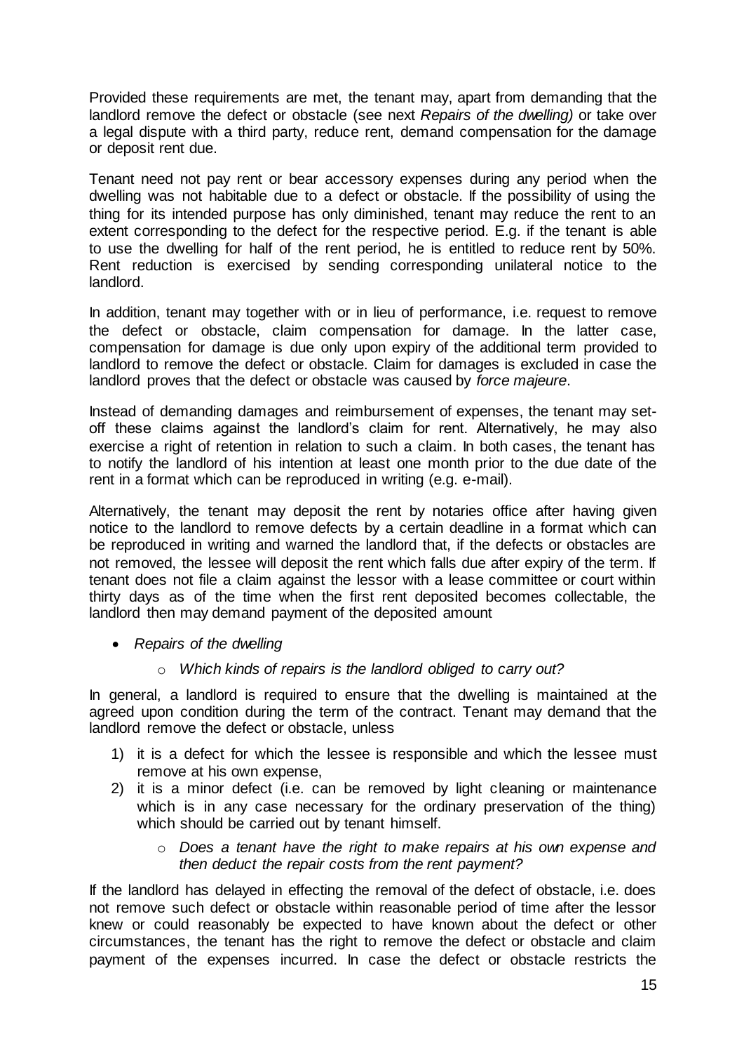Provided these requirements are met, the tenant may, apart from demanding that the landlord remove the defect or obstacle (see next *Repairs of the dwelling)* or take over a legal dispute with a third party, reduce rent, demand compensation for the damage or deposit rent due.

Tenant need not pay rent or bear accessory expenses during any period when the dwelling was not habitable due to a defect or obstacle. If the possibility of using the thing for its intended purpose has only diminished, tenant may reduce the rent to an extent corresponding to the defect for the respective period. E.g. if the tenant is able to use the dwelling for half of the rent period, he is entitled to reduce rent by 50%. Rent reduction is exercised by sending corresponding unilateral notice to the landlord.

In addition, tenant may together with or in lieu of performance, i.e. request to remove the defect or obstacle, claim compensation for damage. In the latter case, compensation for damage is due only upon expiry of the additional term provided to landlord to remove the defect or obstacle. Claim for damages is excluded in case the landlord proves that the defect or obstacle was caused by *force majeure*.

Instead of demanding damages and reimbursement of expenses, the tenant may set-off these claims against the landlord's claim for rent. Alternatively, he may also exercise a right of retention in relation to such a claim. In both cases, the tenant has to notify the landlord of his intention at least one month prior to the due date of the rent in a format which can be reproduced in writing (e.g. e-mail).

Alternatively, the tenant may deposit the rent by notaries office after having given notice to the landlord to remove defects by a certain deadline in a format which can be reproduced in writing and warned the landlord that, if the defects or obstacles are not removed, the lessee will deposit the rent which falls due after expiry of the term. If tenant does not file a claim against the lessor with a lease committee or court within thirty days as of the time when the first rent deposited becomes collectable, the landlord then may demand payment of the deposited amount

- *Repairs of the dwelling*
  - *Which kinds of repairs is the landlord obliged to carry out?*

In general, a landlord is required to ensure that the dwelling is maintained at the agreed upon condition during the term of the contract. Tenant may demand that the landlord remove the defect or obstacle, unless

1) it is a defect for which the lessee is responsible and which the lessee must remove at his own expense,
2) it is a minor defect (i.e. can be removed by light cleaning or maintenance which is in any case necessary for the ordinary preservation of the thing) which should be carried out by tenant himself.

  - *Does a tenant have the right to make repairs at his own expense and then deduct the repair costs from the rent payment?*

If the landlord has delayed in effecting the removal of the defect of obstacle, i.e. does not remove such defect or obstacle within reasonable period of time after the lessor knew or could reasonably be expected to have known about the defect or other circumstances, the tenant has the right to remove the defect or obstacle and claim payment of the expenses incurred. In case the defect or obstacle restricts the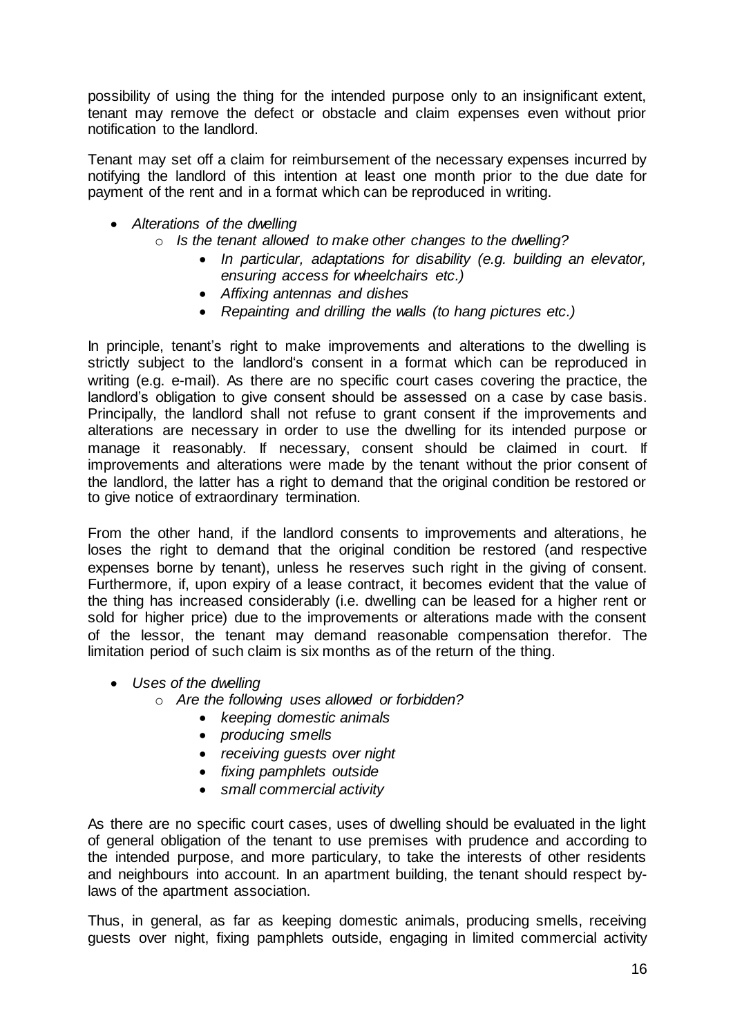possibility of using the thing for the intended purpose only to an insignificant extent, tenant may remove the defect or obstacle and claim expenses even without prior notification to the landlord.

Tenant may set off a claim for reimbursement of the necessary expenses incurred by notifying the landlord of this intention at least one month prior to the due date for payment of the rent and in a format which can be reproduced in writing.

- *Alterations of the dwelling*
  - *Is the tenant allowed to make other changes to the dwelling?*
    - *In particular, adaptations for disability (e.g. building an elevator, ensuring access for wheelchairs etc.)*
    - *Affixing antennas and dishes*
    - *Repainting and drilling the walls (to hang pictures etc.)*

In principle, tenant's right to make improvements and alterations to the dwelling is strictly subject to the landlord's consent in a format which can be reproduced in writing (e.g. e-mail). As there are no specific court cases covering the practice, the landlord's obligation to give consent should be assessed on a case by case basis. Principally, the landlord shall not refuse to grant consent if the improvements and alterations are necessary in order to use the dwelling for its intended purpose or manage it reasonably. If necessary, consent should be claimed in court. If improvements and alterations were made by the tenant without the prior consent of the landlord, the latter has a right to demand that the original condition be restored or to give notice of extraordinary termination.

From the other hand, if the landlord consents to improvements and alterations, he loses the right to demand that the original condition be restored (and respective expenses borne by tenant), unless he reserves such right in the giving of consent. Furthermore, if, upon expiry of a lease contract, it becomes evident that the value of the thing has increased considerably (i.e. dwelling can be leased for a higher rent or sold for higher price) due to the improvements or alterations made with the consent of the lessor, the tenant may demand reasonable compensation therefor. The limitation period of such claim is six months as of the return of the thing.

- *Uses of the dwelling*
  - *Are the following uses allowed or forbidden?*
    - *keeping domestic animals*
    - *producing smells*
    - *receiving guests over night*
    - *fixing pamphlets outside*
    - *small commercial activity*

As there are no specific court cases, uses of dwelling should be evaluated in the light of general obligation of the tenant to use premises with prudence and according to the intended purpose, and more particulary, to take the interests of other residents and neighbours into account. In an apartment building, the tenant should respect by-laws of the apartment association.

Thus, in general, as far as keeping domestic animals, producing smells, receiving guests over night, fixing pamphlets outside, engaging in limited commercial activity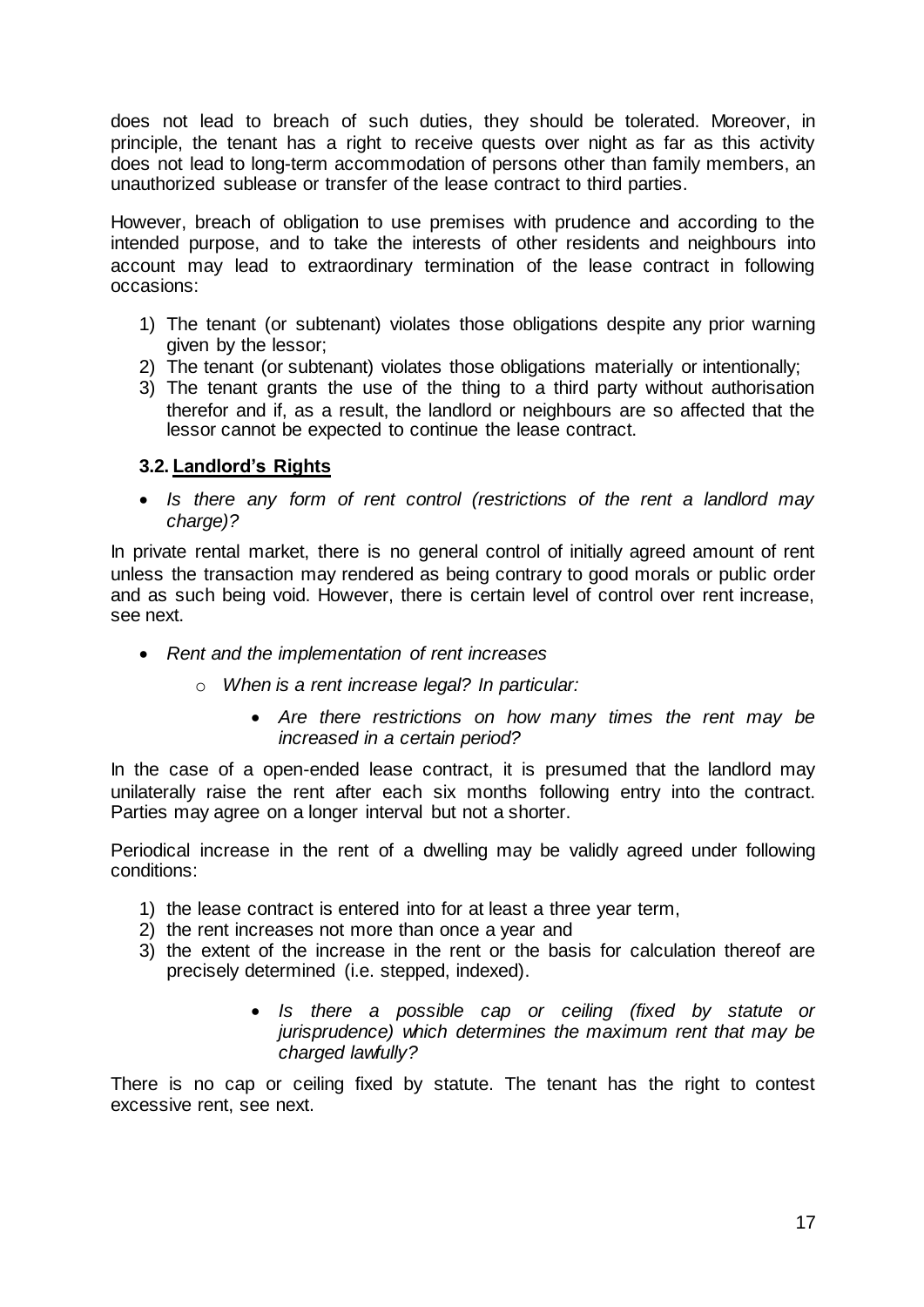does not lead to breach of such duties, they should be tolerated. Moreover, in principle, the tenant has a right to receive quests over night as far as this activity does not lead to long-term accommodation of persons other than family members, an unauthorized sublease or transfer of the lease contract to third parties.

However, breach of obligation to use premises with prudence and according to the intended purpose, and to take the interests of other residents and neighbours into account may lead to extraordinary termination of the lease contract in following occasions:

1) The tenant (or subtenant) violates those obligations despite any prior warning given by the lessor;
2) The tenant (or subtenant) violates those obligations materially or intentionally;
3) The tenant grants the use of the thing to a third party without authorisation therefor and if, as a result, the landlord or neighbours are so affected that the lessor cannot be expected to continue the lease contract.

### 3.2. Landlord's Rights

- *Is there any form of rent control (restrictions of the rent a landlord may charge)?*

In private rental market, there is no general control of initially agreed amount of rent unless the transaction may rendered as being contrary to good morals or public order and as such being void. However, there is certain level of control over rent increase, see next.

- *Rent and the implementation of rent increases*
  - *When is a rent increase legal? In particular:*
    - *Are there restrictions on how many times the rent may be increased in a certain period?*

In the case of a open-ended lease contract, it is presumed that the landlord may unilaterally raise the rent after each six months following entry into the contract. Parties may agree on a longer interval but not a shorter.

Periodical increase in the rent of a dwelling may be validly agreed under following conditions:

1) the lease contract is entered into for at least a three year term,
2) the rent increases not more than once a year and
3) the extent of the increase in the rent or the basis for calculation thereof are precisely determined (i.e. stepped, indexed).

- *Is there a possible cap or ceiling (fixed by statute or jurisprudence) which determines the maximum rent that may be charged lawfully?*

There is no cap or ceiling fixed by statute. The tenant has the right to contest excessive rent, see next.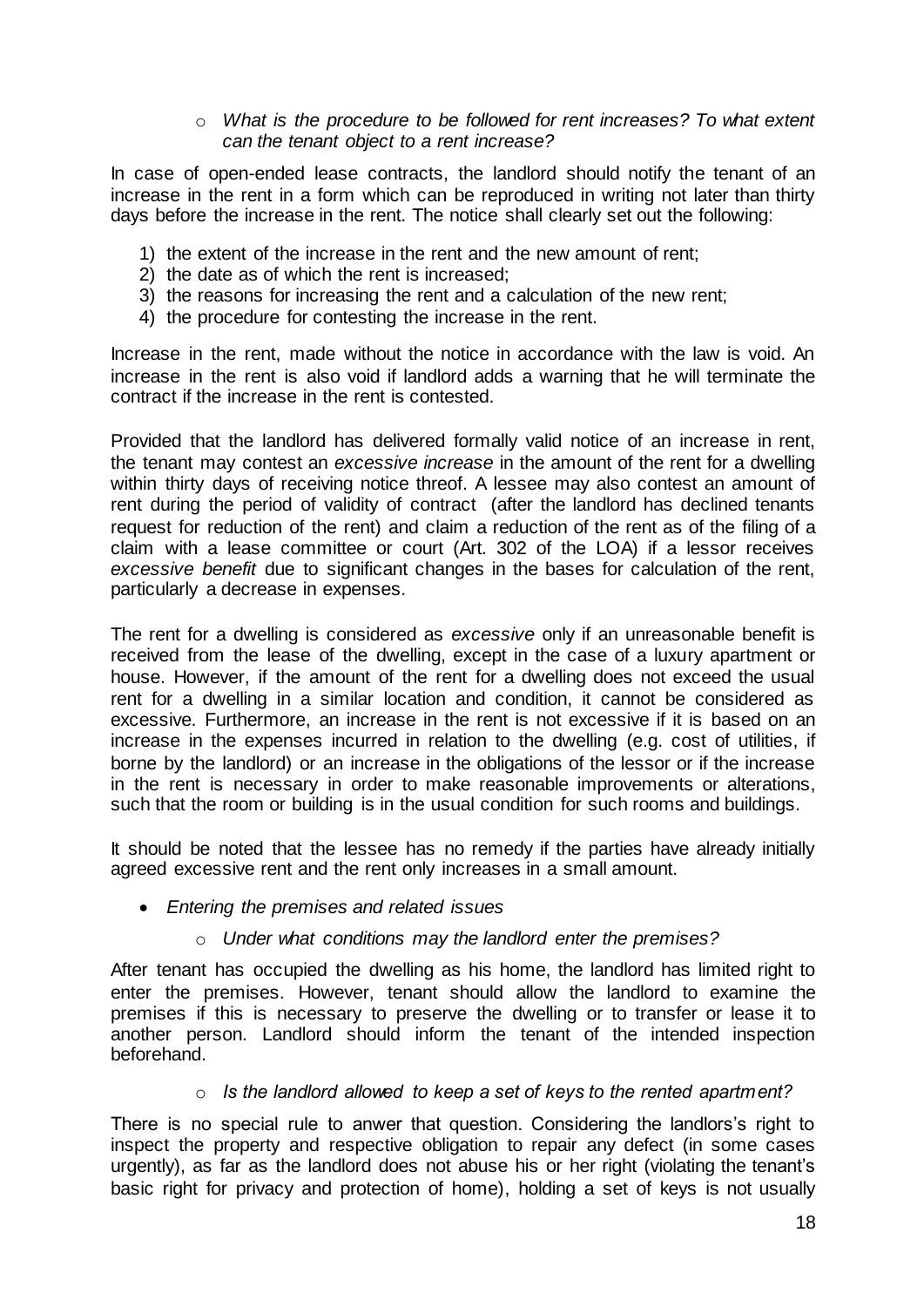- *What is the procedure to be followed for rent increases? To what extent can the tenant object to a rent increase?*

In case of open-ended lease contracts, the landlord should notify the tenant of an increase in the rent in a form which can be reproduced in writing not later than thirty days before the increase in the rent. The notice shall clearly set out the following:

1) the extent of the increase in the rent and the new amount of rent;
2) the date as of which the rent is increased;
3) the reasons for increasing the rent and a calculation of the new rent;
4) the procedure for contesting the increase in the rent.

Increase in the rent, made without the notice in accordance with the law is void. An increase in the rent is also void if landlord adds a warning that he will terminate the contract if the increase in the rent is contested.

Provided that the landlord has delivered formally valid notice of an increase in rent, the tenant may contest an *excessive increase* in the amount of the rent for a dwelling within thirty days of receiving notice threof. A lessee may also contest an amount of rent during the period of validity of contract (after the landlord has declined tenants request for reduction of the rent) and claim a reduction of the rent as of the filing of a claim with a lease committee or court (Art. 302 of the LOA) if a lessor receives *excessive benefit* due to significant changes in the bases for calculation of the rent, particularly a decrease in expenses.

The rent for a dwelling is considered as *excessive* only if an unreasonable benefit is received from the lease of the dwelling, except in the case of a luxury apartment or house. However, if the amount of the rent for a dwelling does not exceed the usual rent for a dwelling in a similar location and condition, it cannot be considered as excessive. Furthermore, an increase in the rent is not excessive if it is based on an increase in the expenses incurred in relation to the dwelling (e.g. cost of utilities, if borne by the landlord) or an increase in the obligations of the lessor or if the increase in the rent is necessary in order to make reasonable improvements or alterations, such that the room or building is in the usual condition for such rooms and buildings.

It should be noted that the lessee has no remedy if the parties have already initially agreed excessive rent and the rent only increases in a small amount.

- *Entering the premises and related issues*
  - *Under what conditions may the landlord enter the premises?*

After tenant has occupied the dwelling as his home, the landlord has limited right to enter the premises. However, tenant should allow the landlord to examine the premises if this is necessary to preserve the dwelling or to transfer or lease it to another person. Landlord should inform the tenant of the intended inspection beforehand.

- *Is the landlord allowed to keep a set of keys to the rented apartment?*

There is no special rule to anwer that question. Considering the landlors's right to inspect the property and respective obligation to repair any defect (in some cases urgently), as far as the landlord does not abuse his or her right (violating the tenant's basic right for privacy and protection of home), holding a set of keys is not usually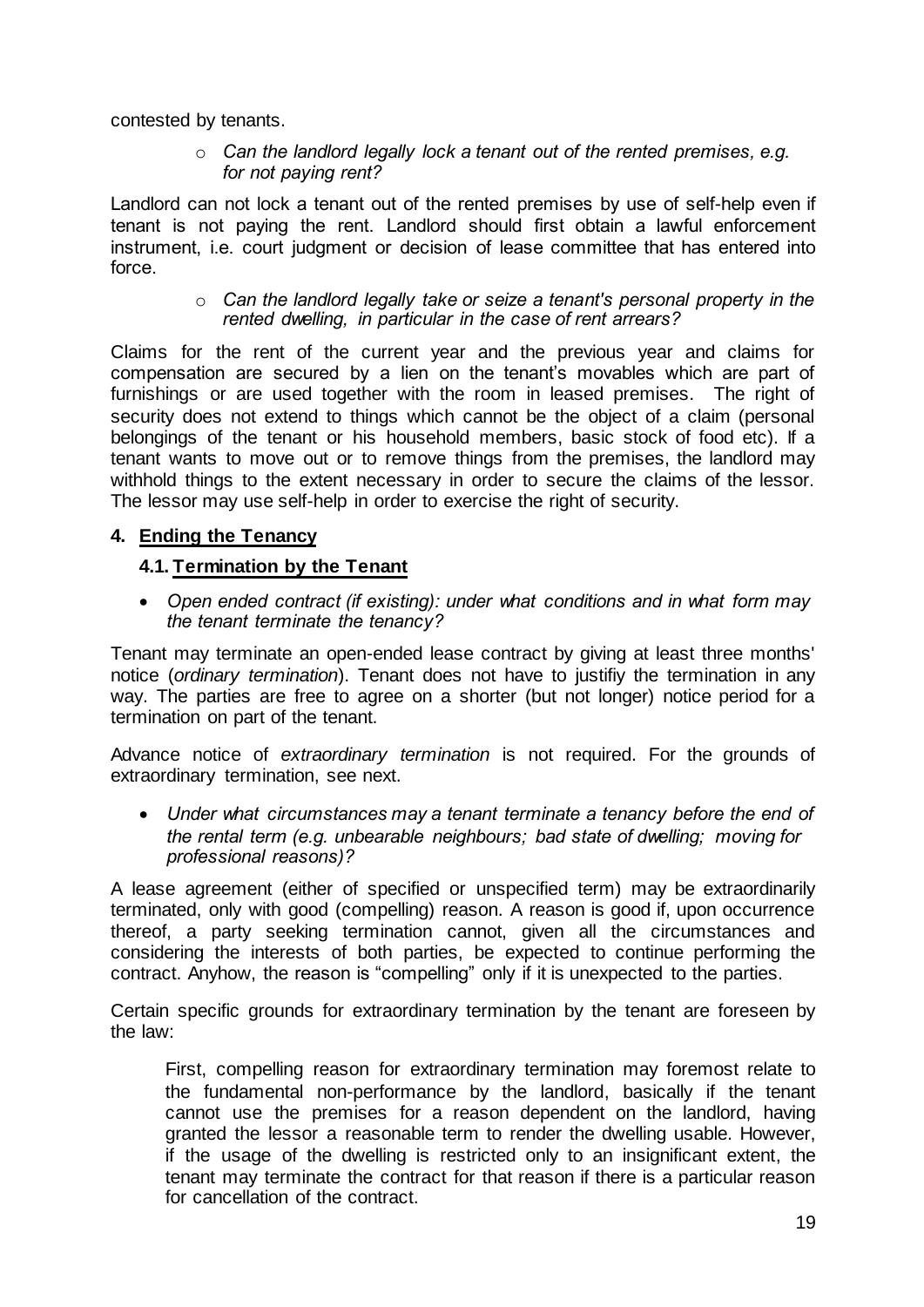contested by tenants.

- *Can the landlord legally lock a tenant out of the rented premises, e.g. for not paying rent?*

Landlord can not lock a tenant out of the rented premises by use of self-help even if tenant is not paying the rent. Landlord should first obtain a lawful enforcement instrument, i.e. court judgment or decision of lease committee that has entered into force.

- *Can the landlord legally take or seize a tenant's personal property in the rented dwelling, in particular in the case of rent arrears?*

Claims for the rent of the current year and the previous year and claims for compensation are secured by a lien on the tenant's movables which are part of furnishings or are used together with the room in leased premises. The right of security does not extend to things which cannot be the object of a claim (personal belongings of the tenant or his household members, basic stock of food etc). If a tenant wants to move out or to remove things from the premises, the landlord may withhold things to the extent necessary in order to secure the claims of the lessor. The lessor may use self-help in order to exercise the right of security.

## 4. Ending the Tenancy

### 4.1. Termination by the Tenant

- *Open ended contract (if existing): under what conditions and in what form may the tenant terminate the tenancy?*

Tenant may terminate an open-ended lease contract by giving at least three months' notice (*ordinary termination*). Tenant does not have to justifiy the termination in any way. The parties are free to agree on a shorter (but not longer) notice period for a termination on part of the tenant.

Advance notice of *extraordinary termination* is not required. For the grounds of extraordinary termination, see next.

- *Under what circumstances may a tenant terminate a tenancy before the end of the rental term (e.g. unbearable neighbours; bad state of dwelling; moving for professional reasons)?*

A lease agreement (either of specified or unspecified term) may be extraordinarily terminated, only with good (compelling) reason. A reason is good if, upon occurrence thereof, a party seeking termination cannot, given all the circumstances and considering the interests of both parties, be expected to continue performing the contract. Anyhow, the reason is "compelling" only if it is unexpected to the parties.

Certain specific grounds for extraordinary termination by the tenant are foreseen by the law:

> First, compelling reason for extraordinary termination may foremost relate to the fundamental non-performance by the landlord, basically if the tenant cannot use the premises for a reason dependent on the landlord, having granted the lessor a reasonable term to render the dwelling usable. However, if the usage of the dwelling is restricted only to an insignificant extent, the tenant may terminate the contract for that reason if there is a particular reason for cancellation of the contract.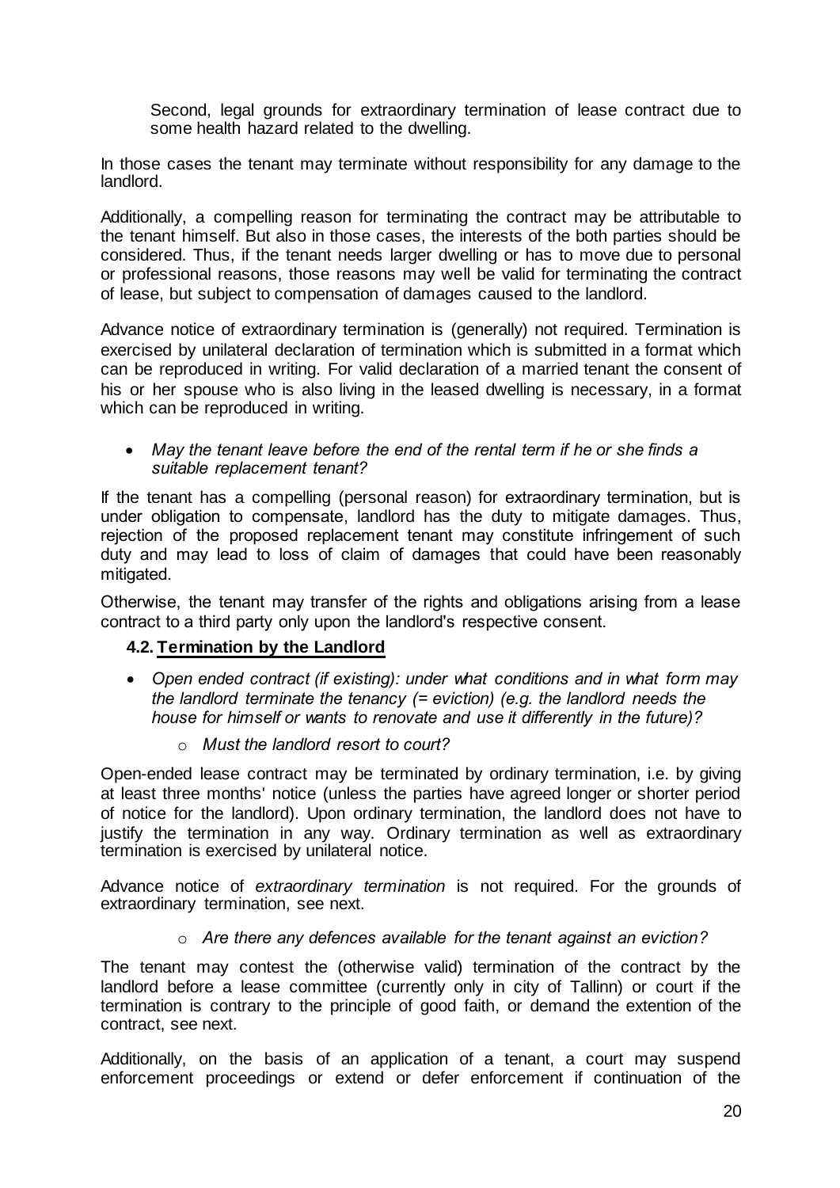Second, legal grounds for extraordinary termination of lease contract due to some health hazard related to the dwelling.

In those cases the tenant may terminate without responsibility for any damage to the landlord.

Additionally, a compelling reason for terminating the contract may be attributable to the tenant himself. But also in those cases, the interests of the both parties should be considered. Thus, if the tenant needs larger dwelling or has to move due to personal or professional reasons, those reasons may well be valid for terminating the contract of lease, but subject to compensation of damages caused to the landlord.

Advance notice of extraordinary termination is (generally) not required. Termination is exercised by unilateral declaration of termination which is submitted in a format which can be reproduced in writing. For valid declaration of a married tenant the consent of his or her spouse who is also living in the leased dwelling is necessary, in a format which can be reproduced in writing.

- *May the tenant leave before the end of the rental term if he or she finds a suitable replacement tenant?*

If the tenant has a compelling (personal reason) for extraordinary termination, but is under obligation to compensate, landlord has the duty to mitigate damages. Thus, rejection of the proposed replacement tenant may constitute infringement of such duty and may lead to loss of claim of damages that could have been reasonably mitigated.

Otherwise, the tenant may transfer of the rights and obligations arising from a lease contract to a third party only upon the landlord's respective consent.

### 4.2. Termination by the Landlord

- *Open ended contract (if existing): under what conditions and in what form may the landlord terminate the tenancy (= eviction) (e.g. the landlord needs the house for himself or wants to renovate and use it differently in the future)?*
  - *Must the landlord resort to court?*

Open-ended lease contract may be terminated by ordinary termination, i.e. by giving at least three months' notice (unless the parties have agreed longer or shorter period of notice for the landlord). Upon ordinary termination, the landlord does not have to justify the termination in any way. Ordinary termination as well as extraordinary termination is exercised by unilateral notice.

Advance notice of *extraordinary termination* is not required. For the grounds of extraordinary termination, see next.

  - *Are there any defences available for the tenant against an eviction?*

The tenant may contest the (otherwise valid) termination of the contract by the landlord before a lease committee (currently only in city of Tallinn) or court if the termination is contrary to the principle of good faith, or demand the extention of the contract, see next.

Additionally, on the basis of an application of a tenant, a court may suspend enforcement proceedings or extend or defer enforcement if continuation of the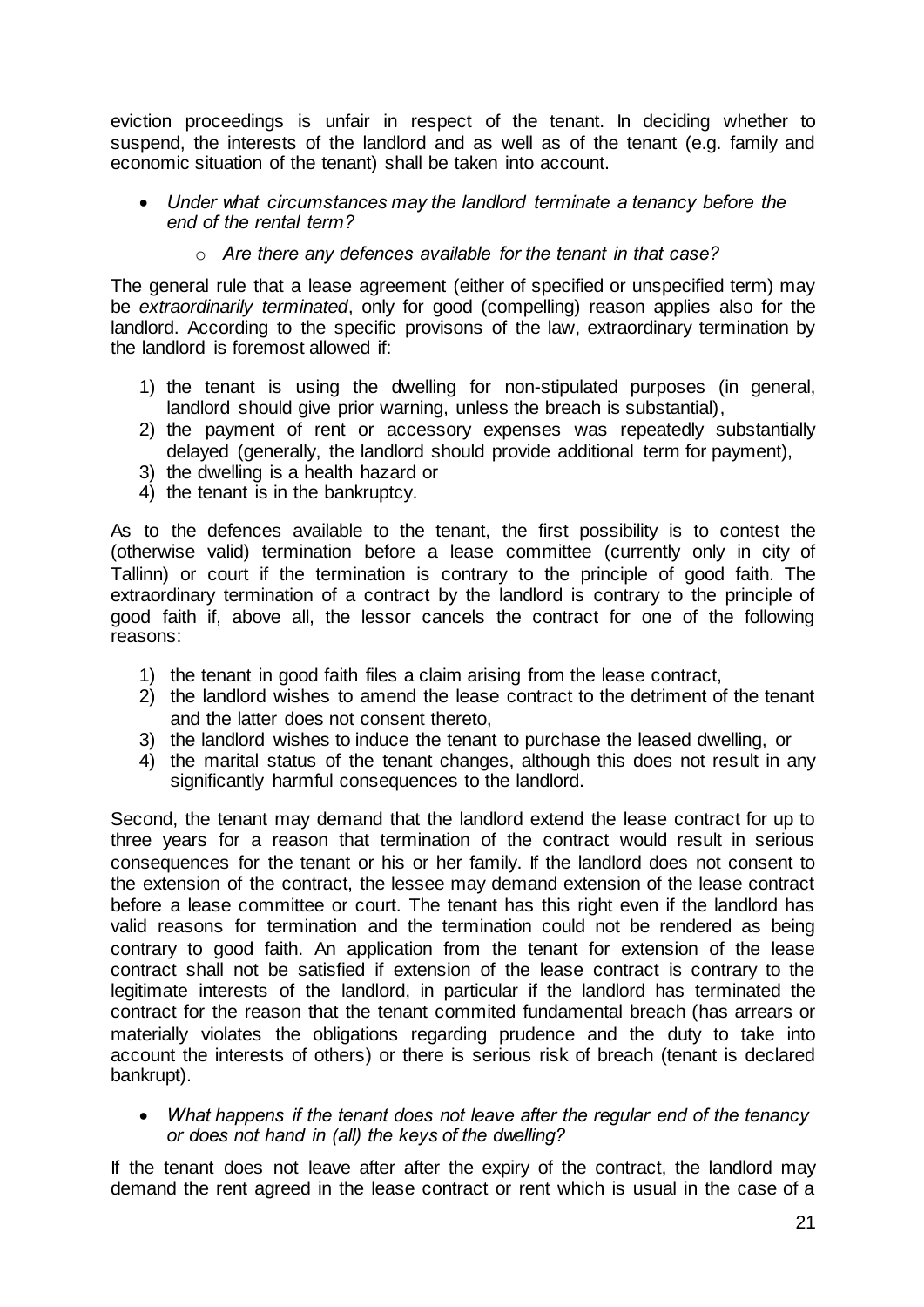eviction proceedings is unfair in respect of the tenant. In deciding whether to suspend, the interests of the landlord and as well as of the tenant (e.g. family and economic situation of the tenant) shall be taken into account.

- *Under what circumstances may the landlord terminate a tenancy before the end of the rental term?*
    - *Are there any defences available for the tenant in that case?*

The general rule that a lease agreement (either of specified or unspecified term) may be *extraordinarily terminated*, only for good (compelling) reason applies also for the landlord. According to the specific provisons of the law, extraordinary termination by the landlord is foremost allowed if:

1) the tenant is using the dwelling for non-stipulated purposes (in general, landlord should give prior warning, unless the breach is substantial),
2) the payment of rent or accessory expenses was repeatedly substantially delayed (generally, the landlord should provide additional term for payment),
3) the dwelling is a health hazard or
4) the tenant is in the bankruptcy.

As to the defences available to the tenant, the first possibility is to contest the (otherwise valid) termination before a lease committee (currently only in city of Tallinn) or court if the termination is contrary to the principle of good faith. The extraordinary termination of a contract by the landlord is contrary to the principle of good faith if, above all, the lessor cancels the contract for one of the following reasons:

1) the tenant in good faith files a claim arising from the lease contract,
2) the landlord wishes to amend the lease contract to the detriment of the tenant and the latter does not consent thereto,
3) the landlord wishes to induce the tenant to purchase the leased dwelling, or
4) the marital status of the tenant changes, although this does not result in any significantly harmful consequences to the landlord.

Second, the tenant may demand that the landlord extend the lease contract for up to three years for a reason that termination of the contract would result in serious consequences for the tenant or his or her family. If the landlord does not consent to the extension of the contract, the lessee may demand extension of the lease contract before a lease committee or court. The tenant has this right even if the landlord has valid reasons for termination and the termination could not be rendered as being contrary to good faith. An application from the tenant for extension of the lease contract shall not be satisfied if extension of the lease contract is contrary to the legitimate interests of the landlord, in particular if the landlord has terminated the contract for the reason that the tenant commited fundamental breach (has arrears or materially violates the obligations regarding prudence and the duty to take into account the interests of others) or there is serious risk of breach (tenant is declared bankrupt).

- *What happens if the tenant does not leave after the regular end of the tenancy or does not hand in (all) the keys of the dwelling?*

If the tenant does not leave after after the expiry of the contract, the landlord may demand the rent agreed in the lease contract or rent which is usual in the case of a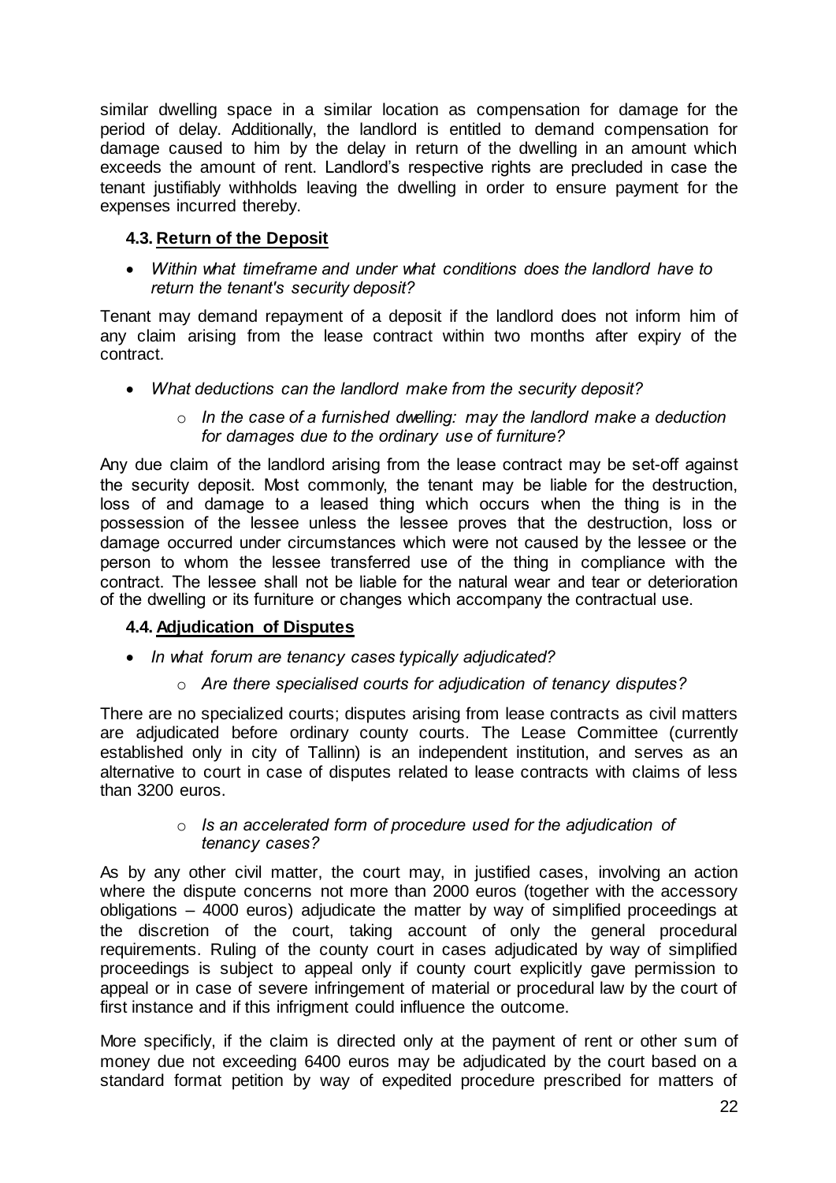similar dwelling space in a similar location as compensation for damage for the period of delay. Additionally, the landlord is entitled to demand compensation for damage caused to him by the delay in return of the dwelling in an amount which exceeds the amount of rent. Landlord's respective rights are precluded in case the tenant justifiably withholds leaving the dwelling in order to ensure payment for the expenses incurred thereby.

### 4.3. Return of the Deposit

- *Within what timeframe and under what conditions does the landlord have to return the tenant's security deposit?*

Tenant may demand repayment of a deposit if the landlord does not inform him of any claim arising from the lease contract within two months after expiry of the contract.

- *What deductions can the landlord make from the security deposit?*
  - *In the case of a furnished dwelling: may the landlord make a deduction for damages due to the ordinary use of furniture?*

Any due claim of the landlord arising from the lease contract may be set-off against the security deposit. Most commonly, the tenant may be liable for the destruction, loss of and damage to a leased thing which occurs when the thing is in the possession of the lessee unless the lessee proves that the destruction, loss or damage occurred under circumstances which were not caused by the lessee or the person to whom the lessee transferred use of the thing in compliance with the contract. The lessee shall not be liable for the natural wear and tear or deterioration of the dwelling or its furniture or changes which accompany the contractual use.

### 4.4. Adjudication of Disputes

- *In what forum are tenancy cases typically adjudicated?*
  - *Are there specialised courts for adjudication of tenancy disputes?*

There are no specialized courts; disputes arising from lease contracts as civil matters are adjudicated before ordinary county courts. The Lease Committee (currently established only in city of Tallinn) is an independent institution, and serves as an alternative to court in case of disputes related to lease contracts with claims of less than 3200 euros.

  - *Is an accelerated form of procedure used for the adjudication of tenancy cases?*

As by any other civil matter, the court may, in justified cases, involving an action where the dispute concerns not more than 2000 euros (together with the accessory obligations – 4000 euros) adjudicate the matter by way of simplified proceedings at the discretion of the court, taking account of only the general procedural requirements. Ruling of the county court in cases adjudicated by way of simplified proceedings is subject to appeal only if county court explicitly gave permission to appeal or in case of severe infringement of material or procedural law by the court of first instance and if this infrigment could influence the outcome.

More specificly, if the claim is directed only at the payment of rent or other sum of money due not exceeding 6400 euros may be adjudicated by the court based on a standard format petition by way of expedited procedure prescribed for matters of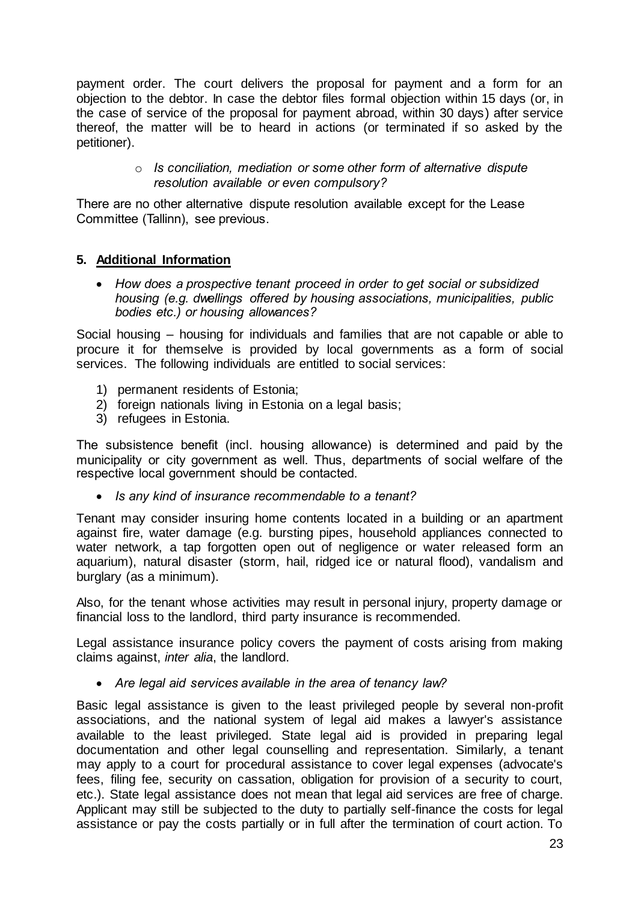payment order. The court delivers the proposal for payment and a form for an objection to the debtor. In case the debtor files formal objection within 15 days (or, in the case of service of the proposal for payment abroad, within 30 days) after service thereof, the matter will be to heard in actions (or terminated if so asked by the petitioner).

- *Is conciliation, mediation or some other form of alternative dispute resolution available or even compulsory?*

There are no other alternative dispute resolution available except for the Lease Committee (Tallinn), see previous.

## 5. Additional Information

- *How does a prospective tenant proceed in order to get social or subsidized housing (e.g. dwellings offered by housing associations, municipalities, public bodies etc.) or housing allowances?*

Social housing – housing for individuals and families that are not capable or able to procure it for themselve is provided by local governments as a form of social services. The following individuals are entitled to social services:

1) permanent residents of Estonia;
2) foreign nationals living in Estonia on a legal basis;
3) refugees in Estonia.

The subsistence benefit (incl. housing allowance) is determined and paid by the municipality or city government as well. Thus, departments of social welfare of the respective local government should be contacted.

- *Is any kind of insurance recommendable to a tenant?*

Tenant may consider insuring home contents located in a building or an apartment against fire, water damage (e.g. bursting pipes, household appliances connected to water network, a tap forgotten open out of negligence or water released form an aquarium), natural disaster (storm, hail, ridged ice or natural flood), vandalism and burglary (as a minimum).

Also, for the tenant whose activities may result in personal injury, property damage or financial loss to the landlord, third party insurance is recommended.

Legal assistance insurance policy covers the payment of costs arising from making claims against, *inter alia*, the landlord.

- *Are legal aid services available in the area of tenancy law?*

Basic legal assistance is given to the least privileged people by several non-profit associations, and the national system of legal aid makes a lawyer's assistance available to the least privileged. State legal aid is provided in preparing legal documentation and other legal counselling and representation. Similarly, a tenant may apply to a court for procedural assistance to cover legal expenses (advocate's fees, filing fee, security on cassation, obligation for provision of a security to court, etc.). State legal assistance does not mean that legal aid services are free of charge. Applicant may still be subjected to the duty to partially self-finance the costs for legal assistance or pay the costs partially or in full after the termination of court action. To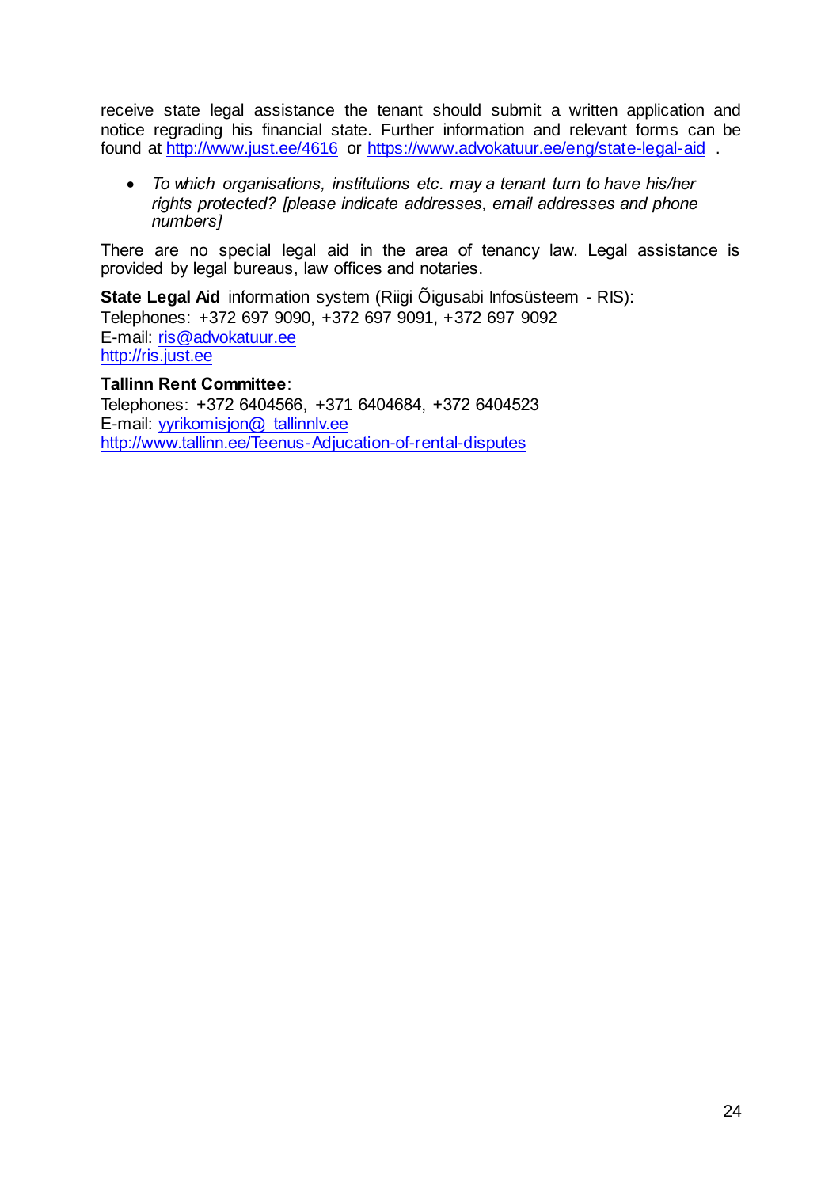receive state legal assistance the tenant should submit a written application and notice regrading his financial state. Further information and relevant forms can be found at http://www.just.ee/4616 or https://www.advokatuur.ee/eng/state-legal-aid .

- *To which organisations, institutions etc. may a tenant turn to have his/her rights protected? [please indicate addresses, email addresses and phone numbers]*

There are no special legal aid in the area of tenancy law. Legal assistance is provided by legal bureaus, law offices and notaries.

**State Legal Aid** information system (Riigi Õigusabi Infosüsteem - RIS):
Telephones: +372 697 9090, +372 697 9091, +372 697 9092
E-mail: ris@advokatuur.ee
http://ris.just.ee

**Tallinn Rent Committee**:
Telephones: +372 6404566, +371 6404684, +372 6404523
E-mail: yyrikomisjon@ tallinnlv.ee
http://www.tallinn.ee/Teenus-Adjucation-of-rental-disputes